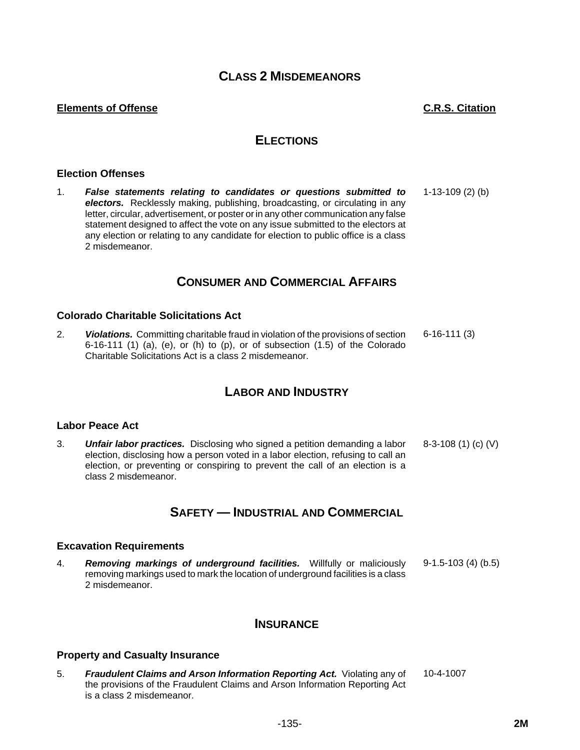# CLASS 2 MISDEMEANORS

| **Elements of Offense** | **C.R.S. Citation** |
|---|---|

## ELECTIONS

### Election Offenses

| | | |
|---|---|---|
| 1. | ***False statements relating to candidates or questions submitted to electors.*** Recklessly making, publishing, broadcasting, or circulating in any letter, circular, advertisement, or poster or in any other communication any false statement designed to affect the vote on any issue submitted to the electors at any election or relating to any candidate for election to public office is a class 2 misdemeanor. | 1-13-109 (2) (b) |

## CONSUMER AND COMMERCIAL AFFAIRS

### Colorado Charitable Solicitations Act

| | | |
|---|---|---|
| 2. | ***Violations.*** Committing charitable fraud in violation of the provisions of section 6-16-111 (1) (a), (e), or (h) to (p), or of subsection (1.5) of the Colorado Charitable Solicitations Act is a class 2 misdemeanor. | 6-16-111 (3) |

## LABOR AND INDUSTRY

### Labor Peace Act

| | | |
|---|---|---|
| 3. | ***Unfair labor practices.*** Disclosing who signed a petition demanding a labor election, disclosing how a person voted in a labor election, refusing to call an election, or preventing or conspiring to prevent the call of an election is a class 2 misdemeanor. | 8-3-108 (1) (c) (V) |

## SAFETY — INDUSTRIAL AND COMMERCIAL

### Excavation Requirements

| | | |
|---|---|---|
| 4. | ***Removing markings of underground facilities.*** Willfully or maliciously removing markings used to mark the location of underground facilities is a class 2 misdemeanor. | 9-1.5-103 (4) (b.5) |

## INSURANCE

### Property and Casualty Insurance

| | | |
|---|---|---|
| 5. | ***Fraudulent Claims and Arson Information Reporting Act.*** Violating any of the provisions of the Fraudulent Claims and Arson Information Reporting Act is a class 2 misdemeanor. | 10-4-1007 |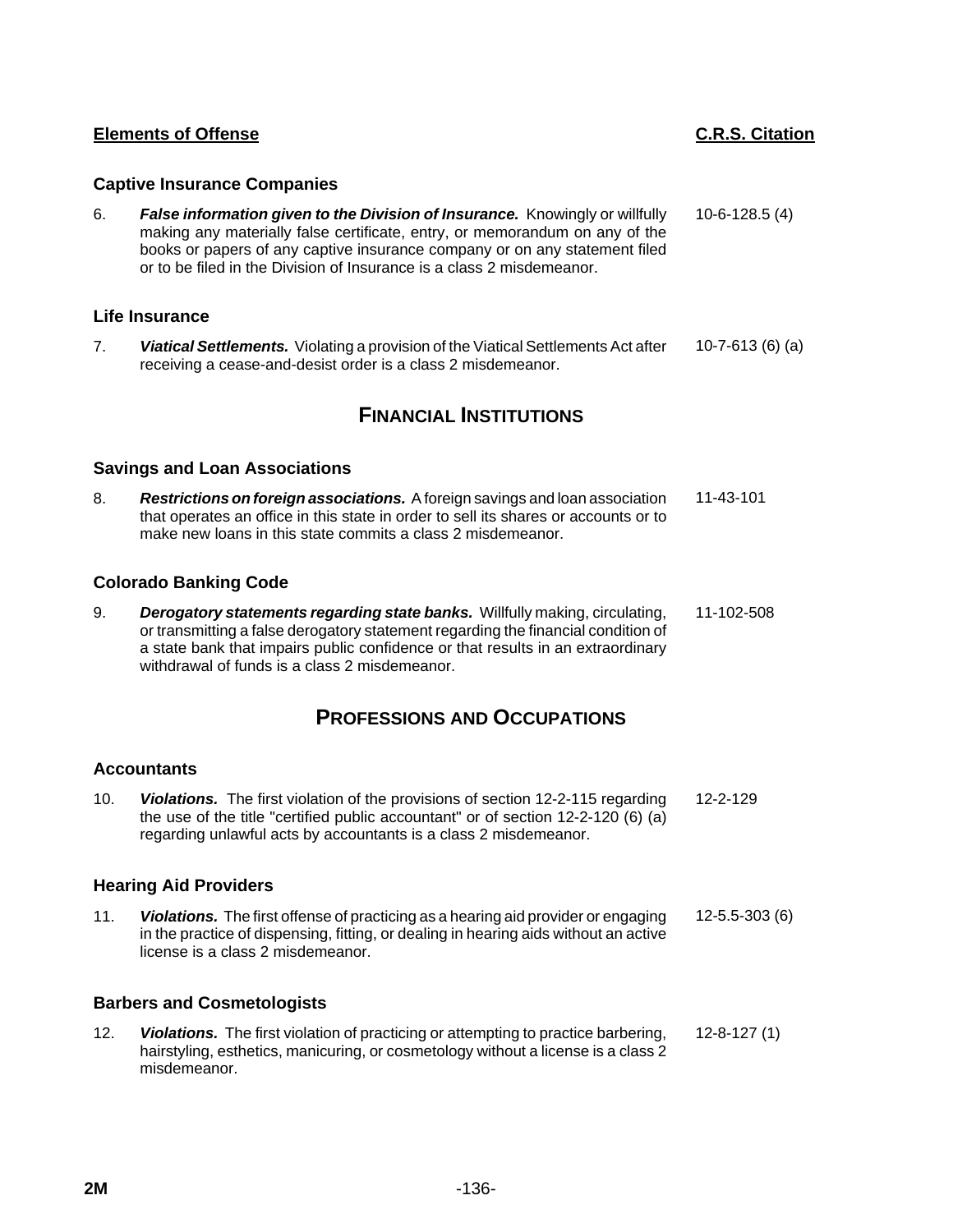| Elements of Offense | | C.R.S. Citation |
|---|---|---|

### Captive Insurance Companies

| | | |
|---|---|---|
| 6. | ***False information given to the Division of Insurance.*** Knowingly or willfully making any materially false certificate, entry, or memorandum on any of the books or papers of any captive insurance company or on any statement filed or to be filed in the Division of Insurance is a class 2 misdemeanor. | 10-6-128.5 (4) |

### Life Insurance

| | | |
|---|---|---|
| 7. | ***Viatical Settlements.*** Violating a provision of the Viatical Settlements Act after receiving a cease-and-desist order is a class 2 misdemeanor. | 10-7-613 (6) (a) |

## FINANCIAL INSTITUTIONS

### Savings and Loan Associations

| | | |
|---|---|---|
| 8. | ***Restrictions on foreign associations.*** A foreign savings and loan association that operates an office in this state in order to sell its shares or accounts or to make new loans in this state commits a class 2 misdemeanor. | 11-43-101 |

### Colorado Banking Code

| | | |
|---|---|---|
| 9. | ***Derogatory statements regarding state banks.*** Willfully making, circulating, or transmitting a false derogatory statement regarding the financial condition of a state bank that impairs public confidence or that results in an extraordinary withdrawal of funds is a class 2 misdemeanor. | 11-102-508 |

## PROFESSIONS AND OCCUPATIONS

### Accountants

| | | |
|---|---|---|
| 10. | ***Violations.*** The first violation of the provisions of section 12-2-115 regarding the use of the title "certified public accountant" or of section 12-2-120 (6) (a) regarding unlawful acts by accountants is a class 2 misdemeanor. | 12-2-129 |

### Hearing Aid Providers

| | | |
|---|---|---|
| 11. | ***Violations.*** The first offense of practicing as a hearing aid provider or engaging in the practice of dispensing, fitting, or dealing in hearing aids without an active license is a class 2 misdemeanor. | 12-5.5-303 (6) |

### Barbers and Cosmetologists

| | | |
|---|---|---|
| 12. | ***Violations.*** The first violation of practicing or attempting to practice barbering, hairstyling, esthetics, manicuring, or cosmetology without a license is a class 2 misdemeanor. | 12-8-127 (1) |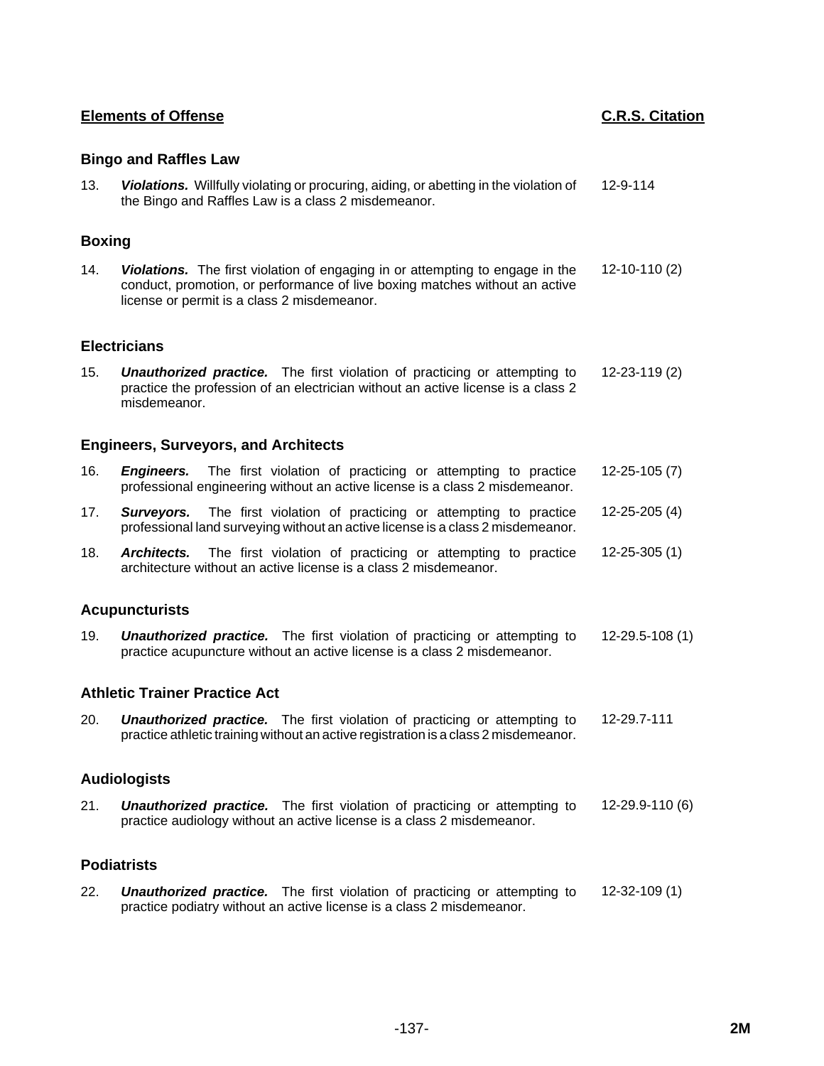| Elements of Offense | C.R.S. Citation |
|---|---|

### Bingo and Raffles Law

| | | |
|---|---|---|
| 13. | ***Violations.*** Willfully violating or procuring, aiding, or abetting in the violation of the Bingo and Raffles Law is a class 2 misdemeanor. | 12-9-114 |

### Boxing

| | | |
|---|---|---|
| 14. | ***Violations.*** The first violation of engaging in or attempting to engage in the conduct, promotion, or performance of live boxing matches without an active license or permit is a class 2 misdemeanor. | 12-10-110 (2) |

### Electricians

| | | |
|---|---|---|
| 15. | ***Unauthorized practice.*** The first violation of practicing or attempting to practice the profession of an electrician without an active license is a class 2 misdemeanor. | 12-23-119 (2) |

### Engineers, Surveyors, and Architects

| | | |
|---|---|---|
| 16. | ***Engineers.*** The first violation of practicing or attempting to practice professional engineering without an active license is a class 2 misdemeanor. | 12-25-105 (7) |
| 17. | ***Surveyors.*** The first violation of practicing or attempting to practice professional land surveying without an active license is a class 2 misdemeanor. | 12-25-205 (4) |
| 18. | ***Architects.*** The first violation of practicing or attempting to practice architecture without an active license is a class 2 misdemeanor. | 12-25-305 (1) |

### Acupuncturists

| | | |
|---|---|---|
| 19. | ***Unauthorized practice.*** The first violation of practicing or attempting to practice acupuncture without an active license is a class 2 misdemeanor. | 12-29.5-108 (1) |

### Athletic Trainer Practice Act

| | | |
|---|---|---|
| 20. | ***Unauthorized practice.*** The first violation of practicing or attempting to practice athletic training without an active registration is a class 2 misdemeanor. | 12-29.7-111 |

### Audiologists

| | | |
|---|---|---|
| 21. | ***Unauthorized practice.*** The first violation of practicing or attempting to practice audiology without an active license is a class 2 misdemeanor. | 12-29.9-110 (6) |

### Podiatrists

| | | |
|---|---|---|
| 22. | ***Unauthorized practice.*** The first violation of practicing or attempting to practice podiatry without an active license is a class 2 misdemeanor. | 12-32-109 (1) |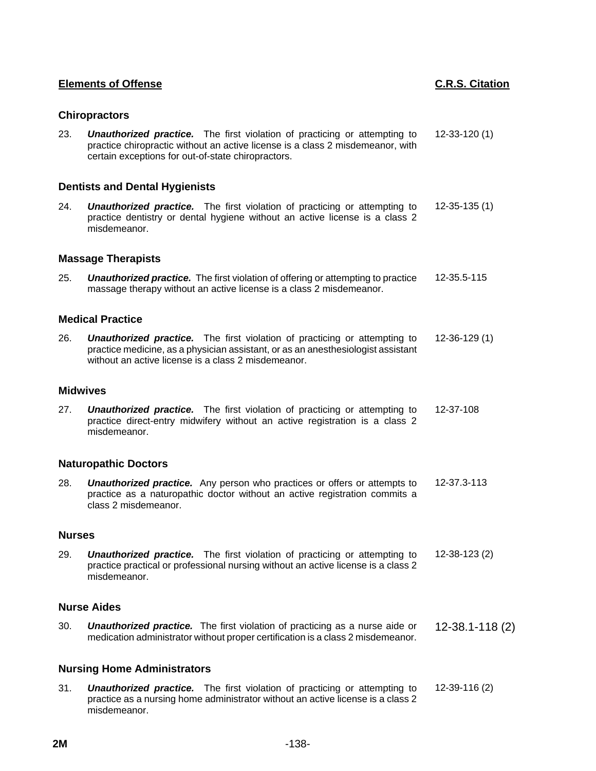| Elements of Offense | C.R.S. Citation |
|---|---|
| **Chiropractors** | |
| 23. ***Unauthorized practice.*** The first violation of practicing or attempting to practice chiropractic without an active license is a class 2 misdemeanor, with certain exceptions for out-of-state chiropractors. | 12-33-120 (1) |
| **Dentists and Dental Hygienists** | |
| 24. ***Unauthorized practice.*** The first violation of practicing or attempting to practice dentistry or dental hygiene without an active license is a class 2 misdemeanor. | 12-35-135 (1) |
| **Massage Therapists** | |
| 25. ***Unauthorized practice.*** The first violation of offering or attempting to practice massage therapy without an active license is a class 2 misdemeanor. | 12-35.5-115 |
| **Medical Practice** | |
| 26. ***Unauthorized practice.*** The first violation of practicing or attempting to practice medicine, as a physician assistant, or as an anesthesiologist assistant without an active license is a class 2 misdemeanor. | 12-36-129 (1) |
| **Midwives** | |
| 27. ***Unauthorized practice.*** The first violation of practicing or attempting to practice direct-entry midwifery without an active registration is a class 2 misdemeanor. | 12-37-108 |
| **Naturopathic Doctors** | |
| 28. ***Unauthorized practice.*** Any person who practices or offers or attempts to practice as a naturopathic doctor without an active registration commits a class 2 misdemeanor. | 12-37.3-113 |
| **Nurses** | |
| 29. ***Unauthorized practice.*** The first violation of practicing or attempting to practice practical or professional nursing without an active license is a class 2 misdemeanor. | 12-38-123 (2) |
| **Nurse Aides** | |
| 30. ***Unauthorized practice.*** The first violation of practicing as a nurse aide or medication administrator without proper certification is a class 2 misdemeanor. | 12-38.1-118 (2) |
| **Nursing Home Administrators** | |
| 31. ***Unauthorized practice.*** The first violation of practicing or attempting to practice as a nursing home administrator without an active license is a class 2 misdemeanor. | 12-39-116 (2) |

2M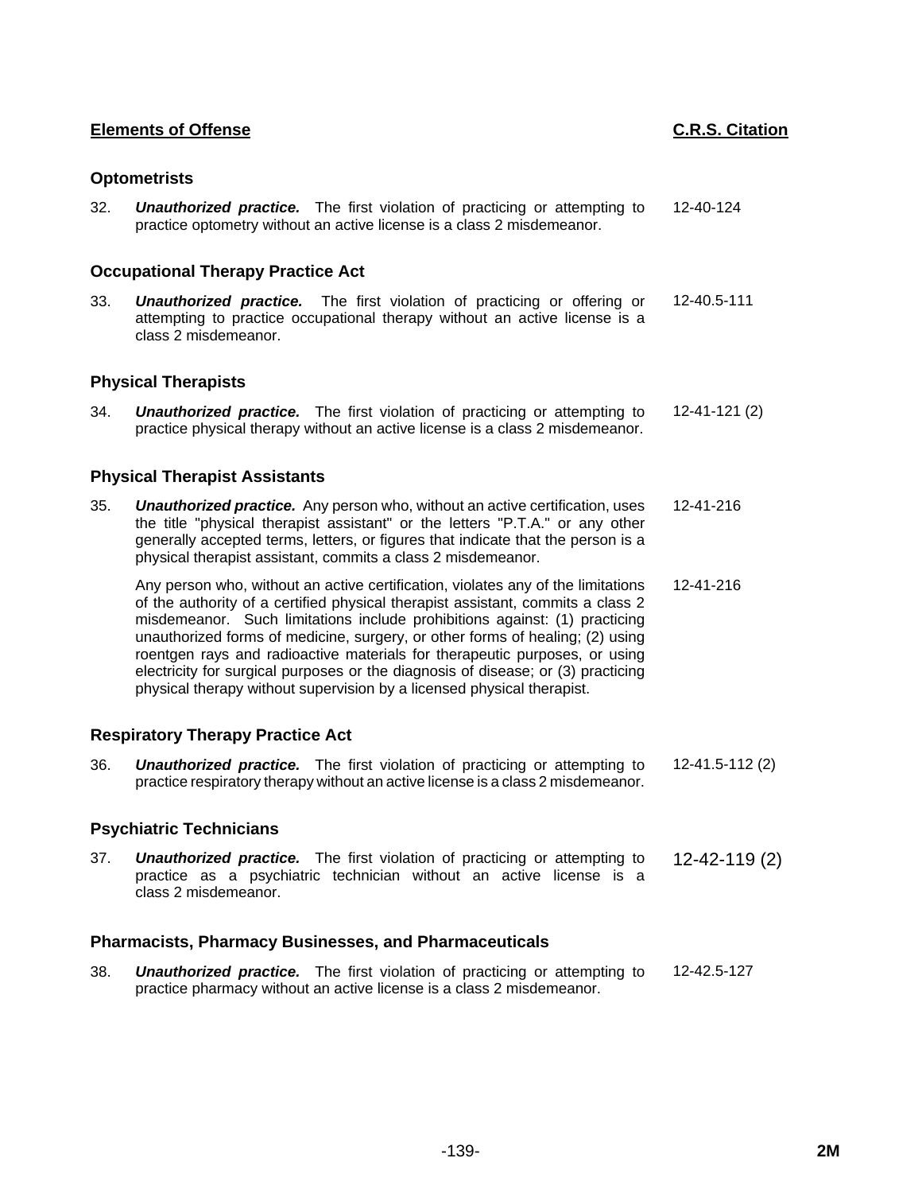| Elements of Offense | C.R.S. Citation |
|---|---|

### Optometrists

32. ***Unauthorized practice.*** The first violation of practicing or attempting to practice optometry without an active license is a class 2 misdemeanor. — 12-40-124

### Occupational Therapy Practice Act

33. ***Unauthorized practice.*** The first violation of practicing or offering or attempting to practice occupational therapy without an active license is a class 2 misdemeanor. — 12-40.5-111

### Physical Therapists

34. ***Unauthorized practice.*** The first violation of practicing or attempting to practice physical therapy without an active license is a class 2 misdemeanor. — 12-41-121 (2)

### Physical Therapist Assistants

35. ***Unauthorized practice.*** Any person who, without an active certification, uses the title "physical therapist assistant" or the letters "P.T.A." or any other generally accepted terms, letters, or figures that indicate that the person is a physical therapist assistant, commits a class 2 misdemeanor. — 12-41-216

    Any person who, without an active certification, violates any of the limitations of the authority of a certified physical therapist assistant, commits a class 2 misdemeanor. Such limitations include prohibitions against: (1) practicing unauthorized forms of medicine, surgery, or other forms of healing; (2) using roentgen rays and radioactive materials for therapeutic purposes, or using electricity for surgical purposes or the diagnosis of disease; or (3) practicing physical therapy without supervision by a licensed physical therapist. — 12-41-216

### Respiratory Therapy Practice Act

36. ***Unauthorized practice.*** The first violation of practicing or attempting to practice respiratory therapy without an active license is a class 2 misdemeanor. — 12-41.5-112 (2)

### Psychiatric Technicians

37. ***Unauthorized practice.*** The first violation of practicing or attempting to practice as a psychiatric technician without an active license is a class 2 misdemeanor. — 12-42-119 (2)

### Pharmacists, Pharmacy Businesses, and Pharmaceuticals

38. ***Unauthorized practice.*** The first violation of practicing or attempting to practice pharmacy without an active license is a class 2 misdemeanor. — 12-42.5-127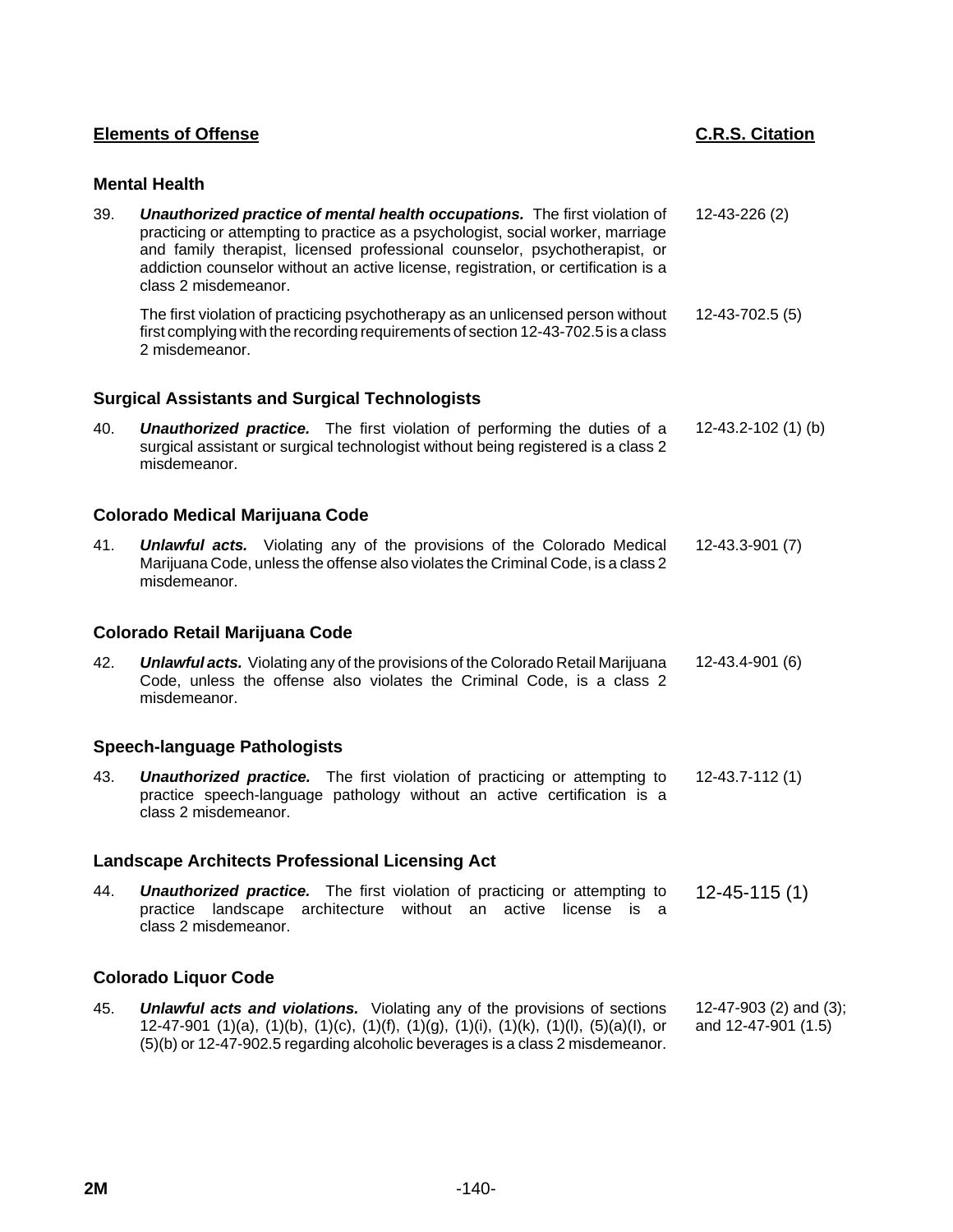| Elements of Offense | C.R.S. Citation |
|---|---|

### Mental Health

| | | |
|---|---|---|
| 39. | ***Unauthorized practice of mental health occupations.*** The first violation of practicing or attempting to practice as a psychologist, social worker, marriage and family therapist, licensed professional counselor, psychotherapist, or addiction counselor without an active license, registration, or certification is a class 2 misdemeanor. | 12-43-226 (2) |
| | The first violation of practicing psychotherapy as an unlicensed person without first complying with the recording requirements of section 12-43-702.5 is a class 2 misdemeanor. | 12-43-702.5 (5) |

### Surgical Assistants and Surgical Technologists

| | | |
|---|---|---|
| 40. | ***Unauthorized practice.*** The first violation of performing the duties of a surgical assistant or surgical technologist without being registered is a class 2 misdemeanor. | 12-43.2-102 (1) (b) |

### Colorado Medical Marijuana Code

| | | |
|---|---|---|
| 41. | ***Unlawful acts.*** Violating any of the provisions of the Colorado Medical Marijuana Code, unless the offense also violates the Criminal Code, is a class 2 misdemeanor. | 12-43.3-901 (7) |

### Colorado Retail Marijuana Code

| | | |
|---|---|---|
| 42. | ***Unlawful acts.*** Violating any of the provisions of the Colorado Retail Marijuana Code, unless the offense also violates the Criminal Code, is a class 2 misdemeanor. | 12-43.4-901 (6) |

### Speech-language Pathologists

| | | |
|---|---|---|
| 43. | ***Unauthorized practice.*** The first violation of practicing or attempting to practice speech-language pathology without an active certification is a class 2 misdemeanor. | 12-43.7-112 (1) |

### Landscape Architects Professional Licensing Act

| | | |
|---|---|---|
| 44. | ***Unauthorized practice.*** The first violation of practicing or attempting to practice landscape architecture without an active license is a class 2 misdemeanor. | 12-45-115 (1) |

### Colorado Liquor Code

| | | |
|---|---|---|
| 45. | ***Unlawful acts and violations.*** Violating any of the provisions of sections 12-47-901 (1)(a), (1)(b), (1)(c), (1)(f), (1)(g), (1)(i), (1)(k), (1)(l), (5)(a)(I), or (5)(b) or 12-47-902.5 regarding alcoholic beverages is a class 2 misdemeanor. | 12-47-903 (2) and (3); and 12-47-901 (1.5) |

2M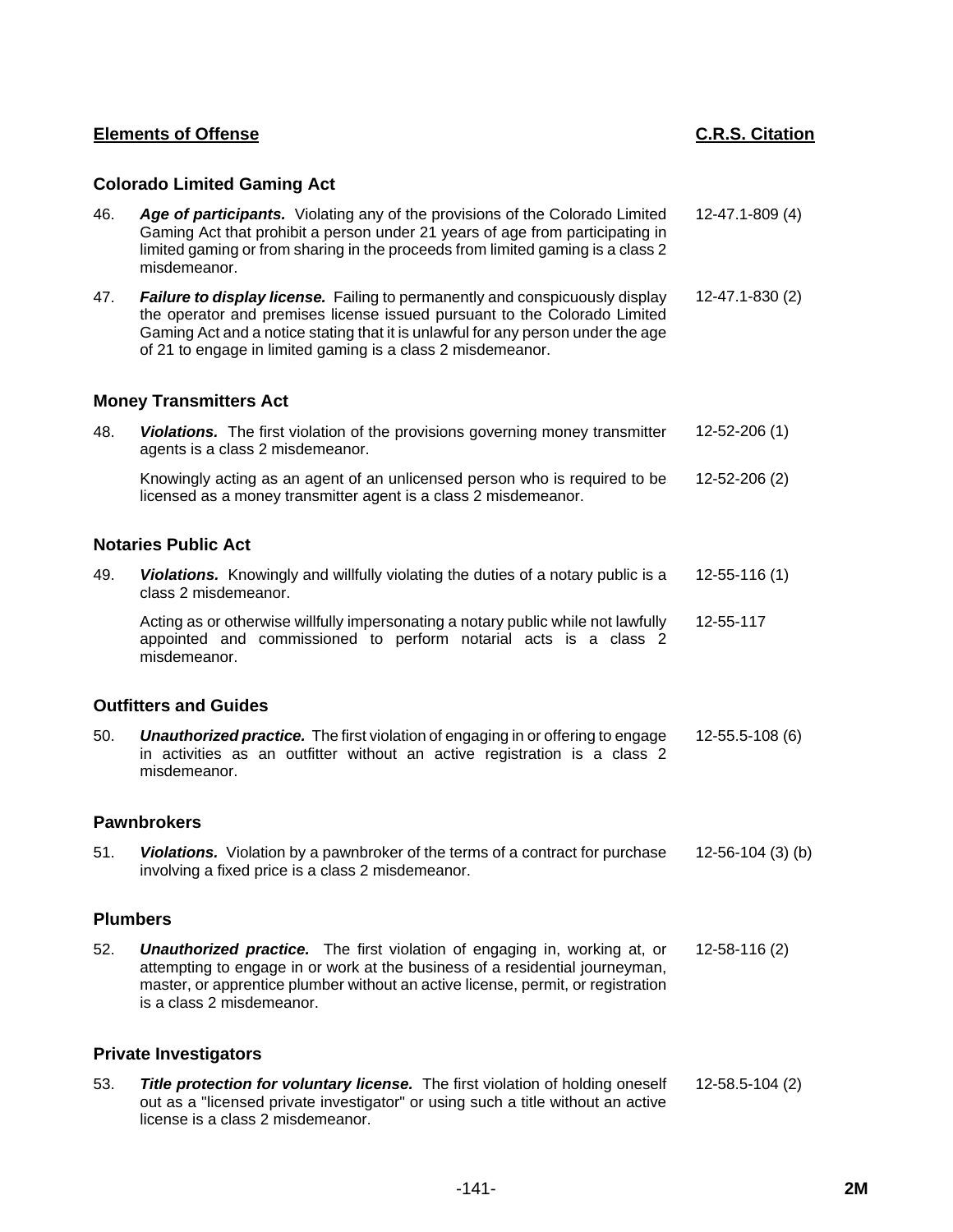| Elements of Offense | | C.R.S. Citation |
|---|---|---|

### Colorado Limited Gaming Act

| | | |
|---|---|---|
| 46. | ***Age of participants.*** Violating any of the provisions of the Colorado Limited Gaming Act that prohibit a person under 21 years of age from participating in limited gaming or from sharing in the proceeds from limited gaming is a class 2 misdemeanor. | 12-47.1-809 (4) |
| 47. | ***Failure to display license.*** Failing to permanently and conspicuously display the operator and premises license issued pursuant to the Colorado Limited Gaming Act and a notice stating that it is unlawful for any person under the age of 21 to engage in limited gaming is a class 2 misdemeanor. | 12-47.1-830 (2) |

### Money Transmitters Act

| | | |
|---|---|---|
| 48. | ***Violations.*** The first violation of the provisions governing money transmitter agents is a class 2 misdemeanor. | 12-52-206 (1) |
| | Knowingly acting as an agent of an unlicensed person who is required to be licensed as a money transmitter agent is a class 2 misdemeanor. | 12-52-206 (2) |

### Notaries Public Act

| | | |
|---|---|---|
| 49. | ***Violations.*** Knowingly and willfully violating the duties of a notary public is a class 2 misdemeanor. | 12-55-116 (1) |
| | Acting as or otherwise willfully impersonating a notary public while not lawfully appointed and commissioned to perform notarial acts is a class 2 misdemeanor. | 12-55-117 |

### Outfitters and Guides

| | | |
|---|---|---|
| 50. | ***Unauthorized practice.*** The first violation of engaging in or offering to engage in activities as an outfitter without an active registration is a class 2 misdemeanor. | 12-55.5-108 (6) |

### Pawnbrokers

| | | |
|---|---|---|
| 51. | ***Violations.*** Violation by a pawnbroker of the terms of a contract for purchase involving a fixed price is a class 2 misdemeanor. | 12-56-104 (3) (b) |

### Plumbers

| | | |
|---|---|---|
| 52. | ***Unauthorized practice.*** The first violation of engaging in, working at, or attempting to engage in or work at the business of a residential journeyman, master, or apprentice plumber without an active license, permit, or registration is a class 2 misdemeanor. | 12-58-116 (2) |

### Private Investigators

| | | |
|---|---|---|
| 53. | ***Title protection for voluntary license.*** The first violation of holding oneself out as a "licensed private investigator" or using such a title without an active license is a class 2 misdemeanor. | 12-58.5-104 (2) |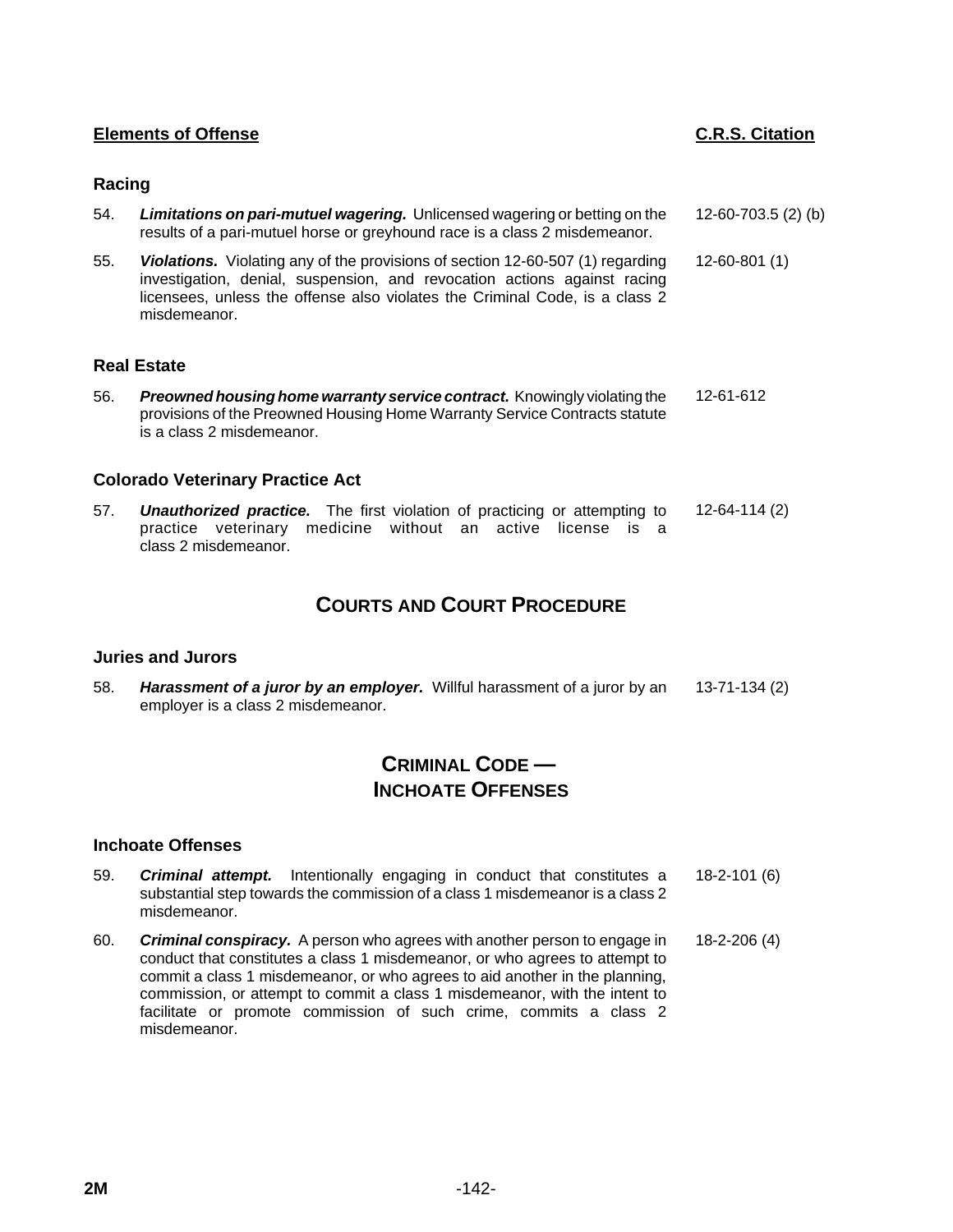| Elements of Offense | | C.R.S. Citation |
|---|---|---|

### Racing

| | | |
|---|---|---|
| 54. | ***Limitations on pari-mutuel wagering.*** Unlicensed wagering or betting on the results of a pari-mutuel horse or greyhound race is a class 2 misdemeanor. | 12-60-703.5 (2) (b) |
| 55. | ***Violations.*** Violating any of the provisions of section 12-60-507 (1) regarding investigation, denial, suspension, and revocation actions against racing licensees, unless the offense also violates the Criminal Code, is a class 2 misdemeanor. | 12-60-801 (1) |

### Real Estate

| | | |
|---|---|---|
| 56. | ***Preowned housing home warranty service contract.*** Knowingly violating the provisions of the Preowned Housing Home Warranty Service Contracts statute is a class 2 misdemeanor. | 12-61-612 |

### Colorado Veterinary Practice Act

| | | |
|---|---|---|
| 57. | ***Unauthorized practice.*** The first violation of practicing or attempting to practice veterinary medicine without an active license is a class 2 misdemeanor. | 12-64-114 (2) |

## COURTS AND COURT PROCEDURE

### Juries and Jurors

| | | |
|---|---|---|
| 58. | ***Harassment of a juror by an employer.*** Willful harassment of a juror by an employer is a class 2 misdemeanor. | 13-71-134 (2) |

## CRIMINAL CODE — INCHOATE OFFENSES

### Inchoate Offenses

| | | |
|---|---|---|
| 59. | ***Criminal attempt.*** Intentionally engaging in conduct that constitutes a substantial step towards the commission of a class 1 misdemeanor is a class 2 misdemeanor. | 18-2-101 (6) |
| 60. | ***Criminal conspiracy.*** A person who agrees with another person to engage in conduct that constitutes a class 1 misdemeanor, or who agrees to attempt to commit a class 1 misdemeanor, or who agrees to aid another in the planning, commission, or attempt to commit a class 1 misdemeanor, with the intent to facilitate or promote commission of such crime, commits a class 2 misdemeanor. | 18-2-206 (4) |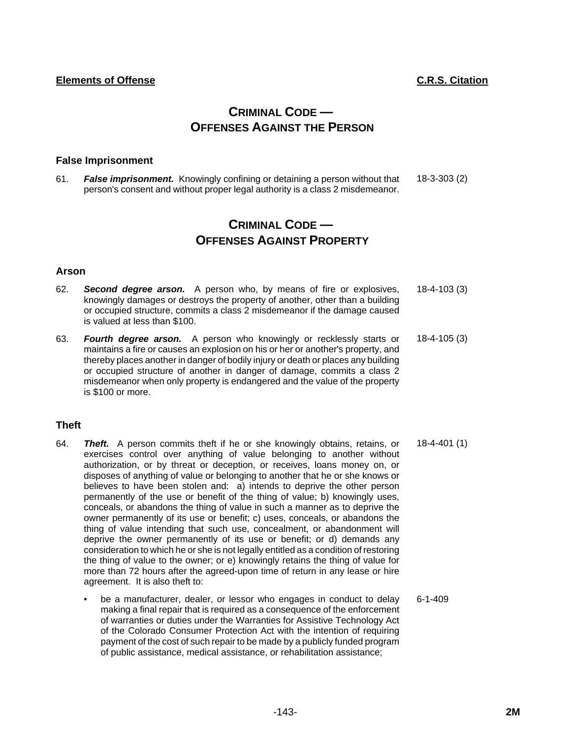**Elements of Offense** **C.R.S. Citation**

## CRIMINAL CODE — OFFENSES AGAINST THE PERSON

### False Imprisonment

61. ***False imprisonment.*** Knowingly confining or detaining a person without that person's consent and without proper legal authority is a class 2 misdemeanor. — 18-3-303 (2)

## CRIMINAL CODE — OFFENSES AGAINST PROPERTY

### Arson

62. ***Second degree arson.*** A person who, by means of fire or explosives, knowingly damages or destroys the property of another, other than a building or occupied structure, commits a class 2 misdemeanor if the damage caused is valued at less than $100. — 18-4-103 (3)

63. ***Fourth degree arson.*** A person who knowingly or recklessly starts or maintains a fire or causes an explosion on his or her or another's property, and thereby places another in danger of bodily injury or death or places any building or occupied structure of another in danger of damage, commits a class 2 misdemeanor when only property is endangered and the value of the property is $100 or more. — 18-4-105 (3)

### Theft

64. ***Theft.*** A person commits theft if he or she knowingly obtains, retains, or exercises control over anything of value belonging to another without authorization, or by threat or deception, or receives, loans money on, or disposes of anything of value or belonging to another that he or she knows or believes to have been stolen and: a) intends to deprive the other person permanently of the use or benefit of the thing of value; b) knowingly uses, conceals, or abandons the thing of value in such a manner as to deprive the owner permanently of its use or benefit; c) uses, conceals, or abandons the thing of value intending that such use, concealment, or abandonment will deprive the owner permanently of its use or benefit; or d) demands any consideration to which he or she is not legally entitled as a condition of restoring the thing of value to the owner; or e) knowingly retains the thing of value for more than 72 hours after the agreed-upon time of return in any lease or hire agreement. It is also theft to: — 18-4-401 (1)

   - be a manufacturer, dealer, or lessor who engages in conduct to delay making a final repair that is required as a consequence of the enforcement of warranties or duties under the Warranties for Assistive Technology Act of the Colorado Consumer Protection Act with the intention of requiring payment of the cost of such repair to be made by a publicly funded program of public assistance, medical assistance, or rehabilitation assistance; — 6-1-409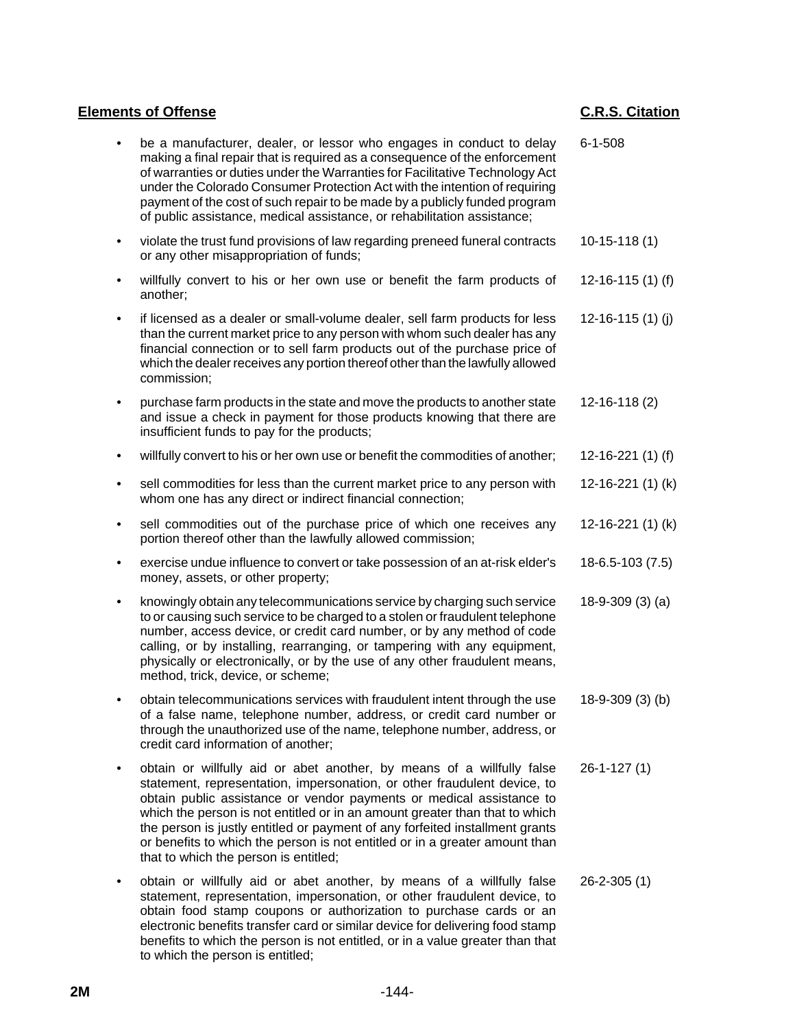| Elements of Offense | C.R.S. Citation |
|---|---|
| • be a manufacturer, dealer, or lessor who engages in conduct to delay making a final repair that is required as a consequence of the enforcement of warranties or duties under the Warranties for Facilitative Technology Act under the Colorado Consumer Protection Act with the intention of requiring payment of the cost of such repair to be made by a publicly funded program of public assistance, medical assistance, or rehabilitation assistance; | 6-1-508 |
| • violate the trust fund provisions of law regarding preneed funeral contracts or any other misappropriation of funds; | 10-15-118 (1) |
| • willfully convert to his or her own use or benefit the farm products of another; | 12-16-115 (1) (f) |
| • if licensed as a dealer or small-volume dealer, sell farm products for less than the current market price to any person with whom such dealer has any financial connection or to sell farm products out of the purchase price of which the dealer receives any portion thereof other than the lawfully allowed commission; | 12-16-115 (1) (j) |
| • purchase farm products in the state and move the products to another state and issue a check in payment for those products knowing that there are insufficient funds to pay for the products; | 12-16-118 (2) |
| • willfully convert to his or her own use or benefit the commodities of another; | 12-16-221 (1) (f) |
| • sell commodities for less than the current market price to any person with whom one has any direct or indirect financial connection; | 12-16-221 (1) (k) |
| • sell commodities out of the purchase price of which one receives any portion thereof other than the lawfully allowed commission; | 12-16-221 (1) (k) |
| • exercise undue influence to convert or take possession of an at-risk elder's money, assets, or other property; | 18-6.5-103 (7.5) |
| • knowingly obtain any telecommunications service by charging such service to or causing such service to be charged to a stolen or fraudulent telephone number, access device, or credit card number, or by any method of code calling, or by installing, rearranging, or tampering with any equipment, physically or electronically, or by the use of any other fraudulent means, method, trick, device, or scheme; | 18-9-309 (3) (a) |
| • obtain telecommunications services with fraudulent intent through the use of a false name, telephone number, address, or credit card number or through the unauthorized use of the name, telephone number, address, or credit card information of another; | 18-9-309 (3) (b) |
| • obtain or willfully aid or abet another, by means of a willfully false statement, representation, impersonation, or other fraudulent device, to obtain public assistance or vendor payments or medical assistance to which the person is not entitled or in an amount greater than that to which the person is justly entitled or payment of any forfeited installment grants or benefits to which the person is not entitled or in a greater amount than that to which the person is entitled; | 26-1-127 (1) |
| • obtain or willfully aid or abet another, by means of a willfully false statement, representation, impersonation, or other fraudulent device, to obtain food stamp coupons or authorization to purchase cards or an electronic benefits transfer card or similar device for delivering food stamp benefits to which the person is not entitled, or in a value greater than that to which the person is entitled; | 26-2-305 (1) |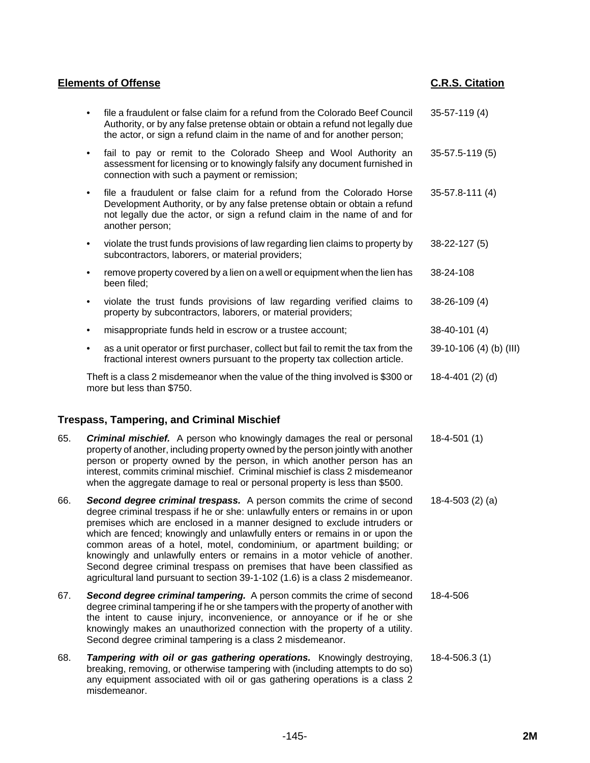| Elements of Offense | C.R.S. Citation |
|---|---|
| • file a fraudulent or false claim for a refund from the Colorado Beef Council Authority, or by any false pretense obtain or obtain a refund not legally due the actor, or sign a refund claim in the name of and for another person; | 35-57-119 (4) |
| • fail to pay or remit to the Colorado Sheep and Wool Authority an assessment for licensing or to knowingly falsify any document furnished in connection with such a payment or remission; | 35-57.5-119 (5) |
| • file a fraudulent or false claim for a refund from the Colorado Horse Development Authority, or by any false pretense obtain or obtain a refund not legally due the actor, or sign a refund claim in the name of and for another person; | 35-57.8-111 (4) |
| • violate the trust funds provisions of law regarding lien claims to property by subcontractors, laborers, or material providers; | 38-22-127 (5) |
| • remove property covered by a lien on a well or equipment when the lien has been filed; | 38-24-108 |
| • violate the trust funds provisions of law regarding verified claims to property by subcontractors, laborers, or material providers; | 38-26-109 (4) |
| • misappropriate funds held in escrow or a trustee account; | 38-40-101 (4) |
| • as a unit operator or first purchaser, collect but fail to remit the tax from the fractional interest owners pursuant to the property tax collection article. | 39-10-106 (4) (b) (III) |
| Theft is a class 2 misdemeanor when the value of the thing involved is $300 or more but less than $750. | 18-4-401 (2) (d) |

### Trespass, Tampering, and Criminal Mischief

| | Elements of Offense | C.R.S. Citation |
|---|---|---|
| 65. | ***Criminal mischief.*** A person who knowingly damages the real or personal property of another, including property owned by the person jointly with another person or property owned by the person, in which another person has an interest, commits criminal mischief. Criminal mischief is class 2 misdemeanor when the aggregate damage to real or personal property is less than $500. | 18-4-501 (1) |
| 66. | ***Second degree criminal trespass.*** A person commits the crime of second degree criminal trespass if he or she: unlawfully enters or remains in or upon premises which are enclosed in a manner designed to exclude intruders or which are fenced; knowingly and unlawfully enters or remains in or upon the common areas of a hotel, motel, condominium, or apartment building; or knowingly and unlawfully enters or remains in a motor vehicle of another. Second degree criminal trespass on premises that have been classified as agricultural land pursuant to section 39-1-102 (1.6) is a class 2 misdemeanor. | 18-4-503 (2) (a) |
| 67. | ***Second degree criminal tampering.*** A person commits the crime of second degree criminal tampering if he or she tampers with the property of another with the intent to cause injury, inconvenience, or annoyance or if he or she knowingly makes an unauthorized connection with the property of a utility. Second degree criminal tampering is a class 2 misdemeanor. | 18-4-506 |
| 68. | ***Tampering with oil or gas gathering operations.*** Knowingly destroying, breaking, removing, or otherwise tampering with (including attempts to do so) any equipment associated with oil or gas gathering operations is a class 2 misdemeanor. | 18-4-506.3 (1) |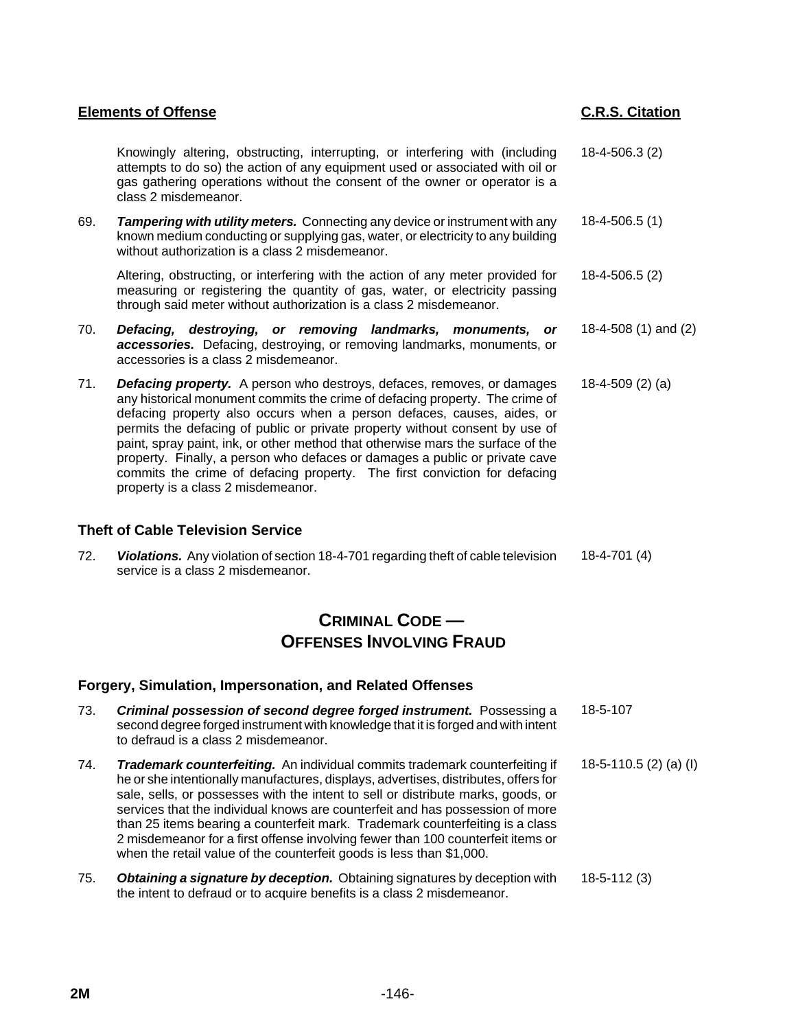| Elements of Offense | | C.R.S. Citation |
|---|---|---|
| | Knowingly altering, obstructing, interrupting, or interfering with (including attempts to do so) the action of any equipment used or associated with oil or gas gathering operations without the consent of the owner or operator is a class 2 misdemeanor. | 18-4-506.3 (2) |
| 69. | ***Tampering with utility meters.*** Connecting any device or instrument with any known medium conducting or supplying gas, water, or electricity to any building without authorization is a class 2 misdemeanor. | 18-4-506.5 (1) |
| | Altering, obstructing, or interfering with the action of any meter provided for measuring or registering the quantity of gas, water, or electricity passing through said meter without authorization is a class 2 misdemeanor. | 18-4-506.5 (2) |
| 70. | ***Defacing, destroying, or removing landmarks, monuments, or accessories.*** Defacing, destroying, or removing landmarks, monuments, or accessories is a class 2 misdemeanor. | 18-4-508 (1) and (2) |
| 71. | ***Defacing property.*** A person who destroys, defaces, removes, or damages any historical monument commits the crime of defacing property. The crime of defacing property also occurs when a person defaces, causes, aides, or permits the defacing of public or private property without consent by use of paint, spray paint, ink, or other method that otherwise mars the surface of the property. Finally, a person who defaces or damages a public or private cave commits the crime of defacing property. The first conviction for defacing property is a class 2 misdemeanor. | 18-4-509 (2) (a) |

### Theft of Cable Television Service

| | | |
|---|---|---|
| 72. | ***Violations.*** Any violation of section 18-4-701 regarding theft of cable television service is a class 2 misdemeanor. | 18-4-701 (4) |

## CRIMINAL CODE — OFFENSES INVOLVING FRAUD

### Forgery, Simulation, Impersonation, and Related Offenses

| | | |
|---|---|---|
| 73. | ***Criminal possession of second degree forged instrument.*** Possessing a second degree forged instrument with knowledge that it is forged and with intent to defraud is a class 2 misdemeanor. | 18-5-107 |
| 74. | ***Trademark counterfeiting.*** An individual commits trademark counterfeiting if he or she intentionally manufactures, displays, advertises, distributes, offers for sale, sells, or possesses with the intent to sell or distribute marks, goods, or services that the individual knows are counterfeit and has possession of more than 25 items bearing a counterfeit mark. Trademark counterfeiting is a class 2 misdemeanor for a first offense involving fewer than 100 counterfeit items or when the retail value of the counterfeit goods is less than $1,000. | 18-5-110.5 (2) (a) (I) |
| 75. | ***Obtaining a signature by deception.*** Obtaining signatures by deception with the intent to defraud or to acquire benefits is a class 2 misdemeanor. | 18-5-112 (3) |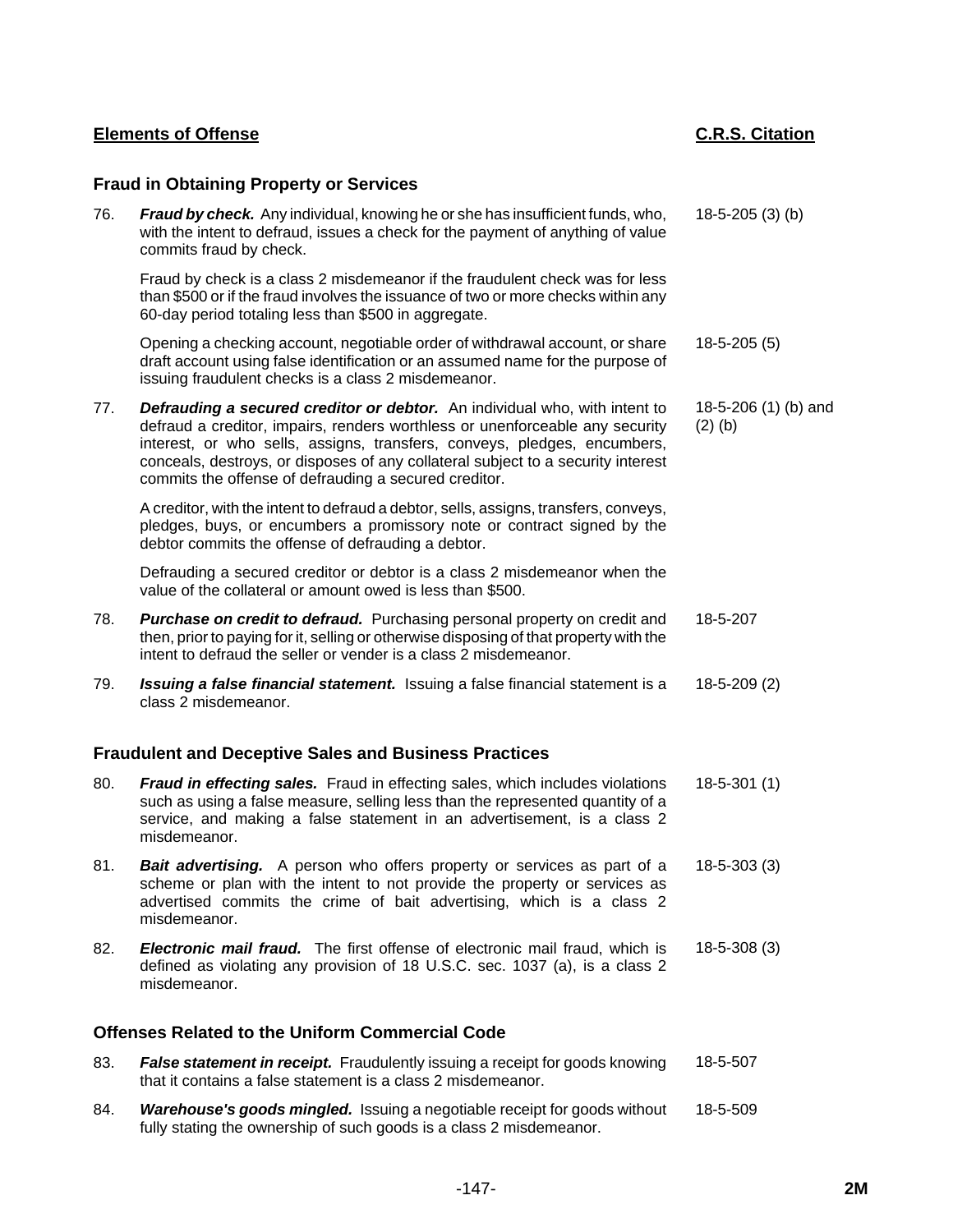| **Elements of Offense** | **C.R.S. Citation** |
|---|---|

### Fraud in Obtaining Property or Services

| | Elements of Offense | C.R.S. Citation |
|---|---|---|
| 76. | ***Fraud by check.*** Any individual, knowing he or she has insufficient funds, who, with the intent to defraud, issues a check for the payment of anything of value commits fraud by check. | 18-5-205 (3) (b) |
| | Fraud by check is a class 2 misdemeanor if the fraudulent check was for less than $500 or if the fraud involves the issuance of two or more checks within any 60-day period totaling less than $500 in aggregate. | |
| | Opening a checking account, negotiable order of withdrawal account, or share draft account using false identification or an assumed name for the purpose of issuing fraudulent checks is a class 2 misdemeanor. | 18-5-205 (5) |
| 77. | ***Defrauding a secured creditor or debtor.*** An individual who, with intent to defraud a creditor, impairs, renders worthless or unenforceable any security interest, or who sells, assigns, transfers, conveys, pledges, encumbers, conceals, destroys, or disposes of any collateral subject to a security interest commits the offense of defrauding a secured creditor. | 18-5-206 (1) (b) and (2) (b) |
| | A creditor, with the intent to defraud a debtor, sells, assigns, transfers, conveys, pledges, buys, or encumbers a promissory note or contract signed by the debtor commits the offense of defrauding a debtor. | |
| | Defrauding a secured creditor or debtor is a class 2 misdemeanor when the value of the collateral or amount owed is less than $500. | |
| 78. | ***Purchase on credit to defraud.*** Purchasing personal property on credit and then, prior to paying for it, selling or otherwise disposing of that property with the intent to defraud the seller or vender is a class 2 misdemeanor. | 18-5-207 |
| 79. | ***Issuing a false financial statement.*** Issuing a false financial statement is a class 2 misdemeanor. | 18-5-209 (2) |

### Fraudulent and Deceptive Sales and Business Practices

| | Elements of Offense | C.R.S. Citation |
|---|---|---|
| 80. | ***Fraud in effecting sales.*** Fraud in effecting sales, which includes violations such as using a false measure, selling less than the represented quantity of a service, and making a false statement in an advertisement, is a class 2 misdemeanor. | 18-5-301 (1) |
| 81. | ***Bait advertising.*** A person who offers property or services as part of a scheme or plan with the intent to not provide the property or services as advertised commits the crime of bait advertising, which is a class 2 misdemeanor. | 18-5-303 (3) |
| 82. | ***Electronic mail fraud.*** The first offense of electronic mail fraud, which is defined as violating any provision of 18 U.S.C. sec. 1037 (a), is a class 2 misdemeanor. | 18-5-308 (3) |

### Offenses Related to the Uniform Commercial Code

| | Elements of Offense | C.R.S. Citation |
|---|---|---|
| 83. | ***False statement in receipt.*** Fraudulently issuing a receipt for goods knowing that it contains a false statement is a class 2 misdemeanor. | 18-5-507 |
| 84. | ***Warehouse's goods mingled.*** Issuing a negotiable receipt for goods without fully stating the ownership of such goods is a class 2 misdemeanor. | 18-5-509 |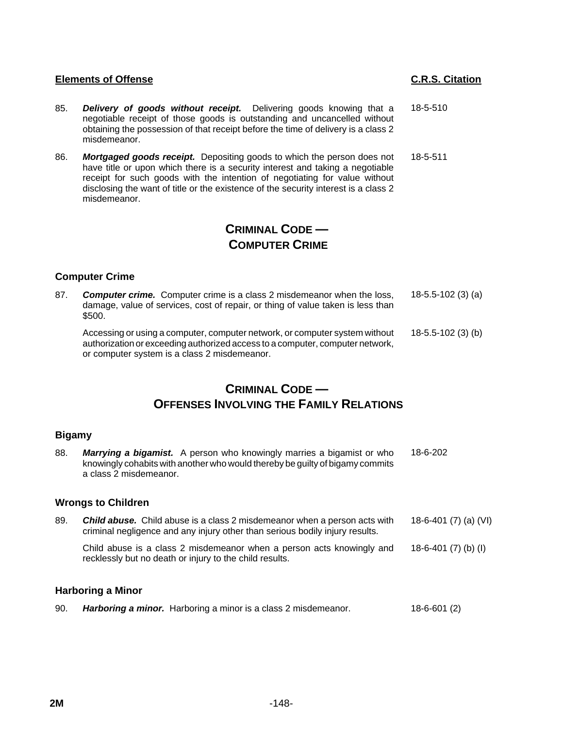| Elements of Offense | | C.R.S. Citation |
|---|---|---|
| 85. | ***Delivery of goods without receipt.*** Delivering goods knowing that a negotiable receipt of those goods is outstanding and uncancelled without obtaining the possession of that receipt before the time of delivery is a class 2 misdemeanor. | 18-5-510 |
| 86. | ***Mortgaged goods receipt.*** Depositing goods to which the person does not have title or upon which there is a security interest and taking a negotiable receipt for such goods with the intention of negotiating for value without disclosing the want of title or the existence of the security interest is a class 2 misdemeanor. | 18-5-511 |

# CRIMINAL CODE — COMPUTER CRIME

## Computer Crime

| | | |
|---|---|---|
| 87. | ***Computer crime.*** Computer crime is a class 2 misdemeanor when the loss, damage, value of services, cost of repair, or thing of value taken is less than $500. | 18-5.5-102 (3) (a) |
| | Accessing or using a computer, computer network, or computer system without authorization or exceeding authorized access to a computer, computer network, or computer system is a class 2 misdemeanor. | 18-5.5-102 (3) (b) |

# CRIMINAL CODE — OFFENSES INVOLVING THE FAMILY RELATIONS

## Bigamy

| | | |
|---|---|---|
| 88. | ***Marrying a bigamist.*** A person who knowingly marries a bigamist or who knowingly cohabits with another who would thereby be guilty of bigamy commits a class 2 misdemeanor. | 18-6-202 |

## Wrongs to Children

| | | |
|---|---|---|
| 89. | ***Child abuse.*** Child abuse is a class 2 misdemeanor when a person acts with criminal negligence and any injury other than serious bodily injury results. | 18-6-401 (7) (a) (VI) |
| | Child abuse is a class 2 misdemeanor when a person acts knowingly and recklessly but no death or injury to the child results. | 18-6-401 (7) (b) (I) |

## Harboring a Minor

| | | |
|---|---|---|
| 90. | ***Harboring a minor.*** Harboring a minor is a class 2 misdemeanor. | 18-6-601 (2) |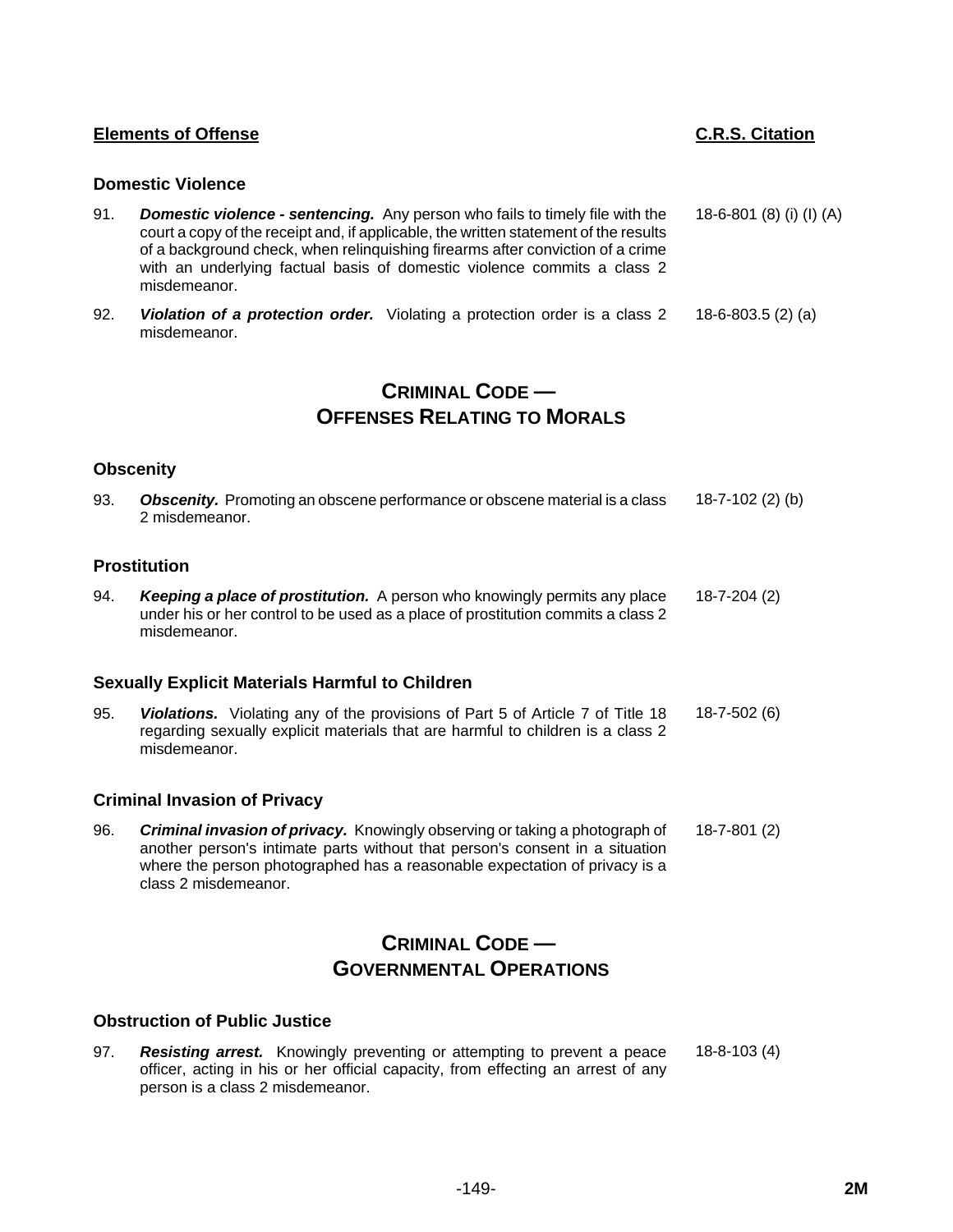| Elements of Offense | C.R.S. Citation |
|---|---|

### Domestic Violence

| | | |
|---|---|---|
| 91. | ***Domestic violence - sentencing.*** Any person who fails to timely file with the court a copy of the receipt and, if applicable, the written statement of the results of a background check, when relinquishing firearms after conviction of a crime with an underlying factual basis of domestic violence commits a class 2 misdemeanor. | 18-6-801 (8) (i) (I) (A) |
| 92. | ***Violation of a protection order.*** Violating a protection order is a class 2 misdemeanor. | 18-6-803.5 (2) (a) |

## CRIMINAL CODE — OFFENSES RELATING TO MORALS

### Obscenity

| | | |
|---|---|---|
| 93. | ***Obscenity.*** Promoting an obscene performance or obscene material is a class 2 misdemeanor. | 18-7-102 (2) (b) |

### Prostitution

| | | |
|---|---|---|
| 94. | ***Keeping a place of prostitution.*** A person who knowingly permits any place under his or her control to be used as a place of prostitution commits a class 2 misdemeanor. | 18-7-204 (2) |

### Sexually Explicit Materials Harmful to Children

| | | |
|---|---|---|
| 95. | ***Violations.*** Violating any of the provisions of Part 5 of Article 7 of Title 18 regarding sexually explicit materials that are harmful to children is a class 2 misdemeanor. | 18-7-502 (6) |

### Criminal Invasion of Privacy

| | | |
|---|---|---|
| 96. | ***Criminal invasion of privacy.*** Knowingly observing or taking a photograph of another person's intimate parts without that person's consent in a situation where the person photographed has a reasonable expectation of privacy is a class 2 misdemeanor. | 18-7-801 (2) |

## CRIMINAL CODE — GOVERNMENTAL OPERATIONS

### Obstruction of Public Justice

| | | |
|---|---|---|
| 97. | ***Resisting arrest.*** Knowingly preventing or attempting to prevent a peace officer, acting in his or her official capacity, from effecting an arrest of any person is a class 2 misdemeanor. | 18-8-103 (4) |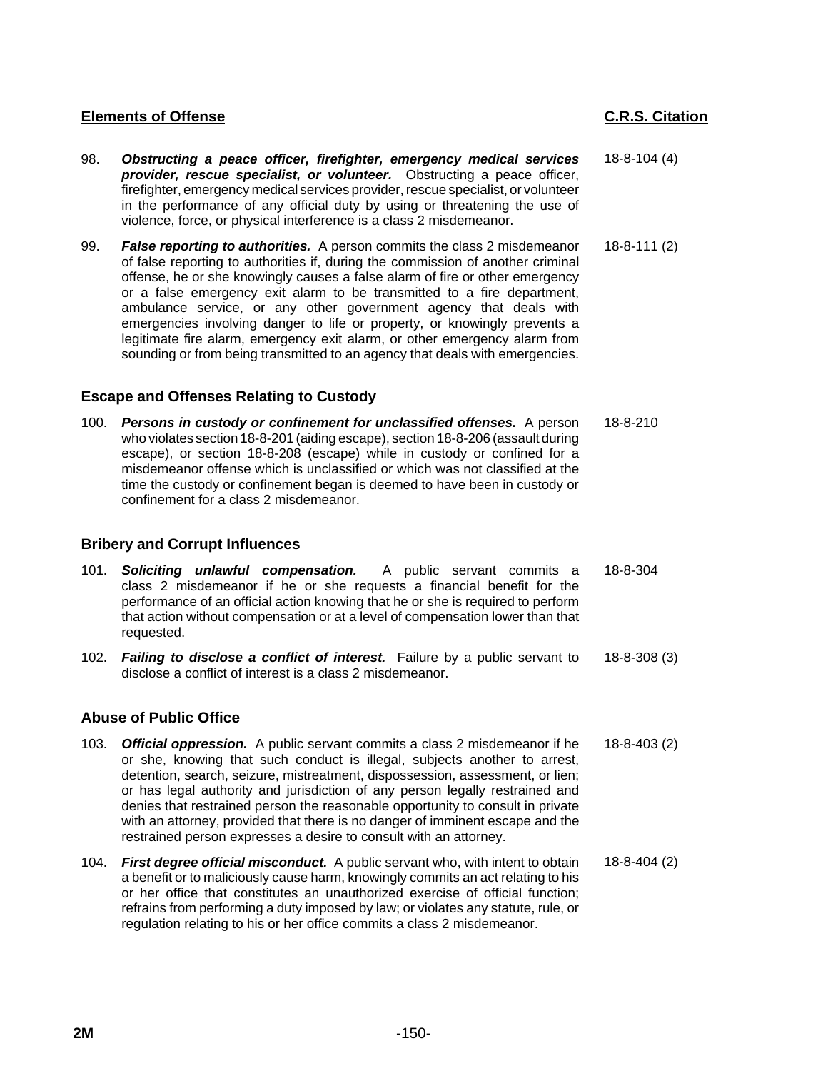| Elements of Offense | C.R.S. Citation |
|---|---|
| 98. ***Obstructing a peace officer, firefighter, emergency medical services provider, rescue specialist, or volunteer.*** Obstructing a peace officer, firefighter, emergency medical services provider, rescue specialist, or volunteer in the performance of any official duty by using or threatening the use of violence, force, or physical interference is a class 2 misdemeanor. | 18-8-104 (4) |
| 99. ***False reporting to authorities.*** A person commits the class 2 misdemeanor of false reporting to authorities if, during the commission of another criminal offense, he or she knowingly causes a false alarm of fire or other emergency or a false emergency exit alarm to be transmitted to a fire department, ambulance service, or any other government agency that deals with emergencies involving danger to life or property, or knowingly prevents a legitimate fire alarm, emergency exit alarm, or other emergency alarm from sounding or from being transmitted to an agency that deals with emergencies. | 18-8-111 (2) |

### Escape and Offenses Relating to Custody

| | |
|---|---|
| 100. ***Persons in custody or confinement for unclassified offenses.*** A person who violates section 18-8-201 (aiding escape), section 18-8-206 (assault during escape), or section 18-8-208 (escape) while in custody or confined for a misdemeanor offense which is unclassified or which was not classified at the time the custody or confinement began is deemed to have been in custody or confinement for a class 2 misdemeanor. | 18-8-210 |

### Bribery and Corrupt Influences

| | |
|---|---|
| 101. ***Soliciting unlawful compensation.*** A public servant commits a class 2 misdemeanor if he or she requests a financial benefit for the performance of an official action knowing that he or she is required to perform that action without compensation or at a level of compensation lower than that requested. | 18-8-304 |
| 102. ***Failing to disclose a conflict of interest.*** Failure by a public servant to disclose a conflict of interest is a class 2 misdemeanor. | 18-8-308 (3) |

### Abuse of Public Office

| | |
|---|---|
| 103. ***Official oppression.*** A public servant commits a class 2 misdemeanor if he or she, knowing that such conduct is illegal, subjects another to arrest, detention, search, seizure, mistreatment, dispossession, assessment, or lien; or has legal authority and jurisdiction of any person legally restrained and denies that restrained person the reasonable opportunity to consult in private with an attorney, provided that there is no danger of imminent escape and the restrained person expresses a desire to consult with an attorney. | 18-8-403 (2) |
| 104. ***First degree official misconduct.*** A public servant who, with intent to obtain a benefit or to maliciously cause harm, knowingly commits an act relating to his or her office that constitutes an unauthorized exercise of official function; refrains from performing a duty imposed by law; or violates any statute, rule, or regulation relating to his or her office commits a class 2 misdemeanor. | 18-8-404 (2) |

2M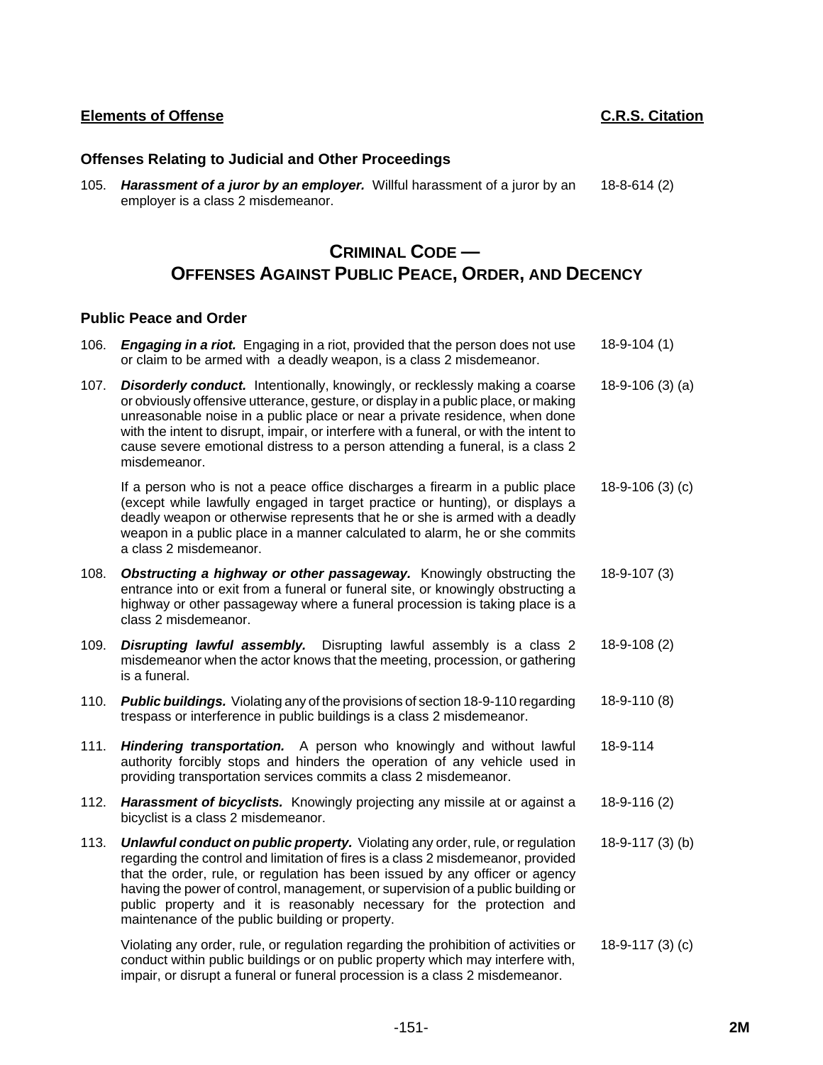| **Elements of Offense** | **C.R.S. Citation** |
|---|---|

### Offenses Relating to Judicial and Other Proceedings

| | | |
|---|---|---|
| 105. | ***Harassment of a juror by an employer.*** Willful harassment of a juror by an employer is a class 2 misdemeanor. | 18-8-614 (2) |

## CRIMINAL CODE — OFFENSES AGAINST PUBLIC PEACE, ORDER, AND DECENCY

### Public Peace and Order

| | | |
|---|---|---|
| 106. | ***Engaging in a riot.*** Engaging in a riot, provided that the person does not use or claim to be armed with a deadly weapon, is a class 2 misdemeanor. | 18-9-104 (1) |
| 107. | ***Disorderly conduct.*** Intentionally, knowingly, or recklessly making a coarse or obviously offensive utterance, gesture, or display in a public place, or making unreasonable noise in a public place or near a private residence, when done with the intent to disrupt, impair, or interfere with a funeral, or with the intent to cause severe emotional distress to a person attending a funeral, is a class 2 misdemeanor. | 18-9-106 (3) (a) |
| | If a person who is not a peace office discharges a firearm in a public place (except while lawfully engaged in target practice or hunting), or displays a deadly weapon or otherwise represents that he or she is armed with a deadly weapon in a public place in a manner calculated to alarm, he or she commits a class 2 misdemeanor. | 18-9-106 (3) (c) |
| 108. | ***Obstructing a highway or other passageway.*** Knowingly obstructing the entrance into or exit from a funeral or funeral site, or knowingly obstructing a highway or other passageway where a funeral procession is taking place is a class 2 misdemeanor. | 18-9-107 (3) |
| 109. | ***Disrupting lawful assembly.*** Disrupting lawful assembly is a class 2 misdemeanor when the actor knows that the meeting, procession, or gathering is a funeral. | 18-9-108 (2) |
| 110. | ***Public buildings.*** Violating any of the provisions of section 18-9-110 regarding trespass or interference in public buildings is a class 2 misdemeanor. | 18-9-110 (8) |
| 111. | ***Hindering transportation.*** A person who knowingly and without lawful authority forcibly stops and hinders the operation of any vehicle used in providing transportation services commits a class 2 misdemeanor. | 18-9-114 |
| 112. | ***Harassment of bicyclists.*** Knowingly projecting any missile at or against a bicyclist is a class 2 misdemeanor. | 18-9-116 (2) |
| 113. | ***Unlawful conduct on public property.*** Violating any order, rule, or regulation regarding the control and limitation of fires is a class 2 misdemeanor, provided that the order, rule, or regulation has been issued by any officer or agency having the power of control, management, or supervision of a public building or public property and it is reasonably necessary for the protection and maintenance of the public building or property. | 18-9-117 (3) (b) |
| | Violating any order, rule, or regulation regarding the prohibition of activities or conduct within public buildings or on public property which may interfere with, impair, or disrupt a funeral or funeral procession is a class 2 misdemeanor. | 18-9-117 (3) (c) |

2M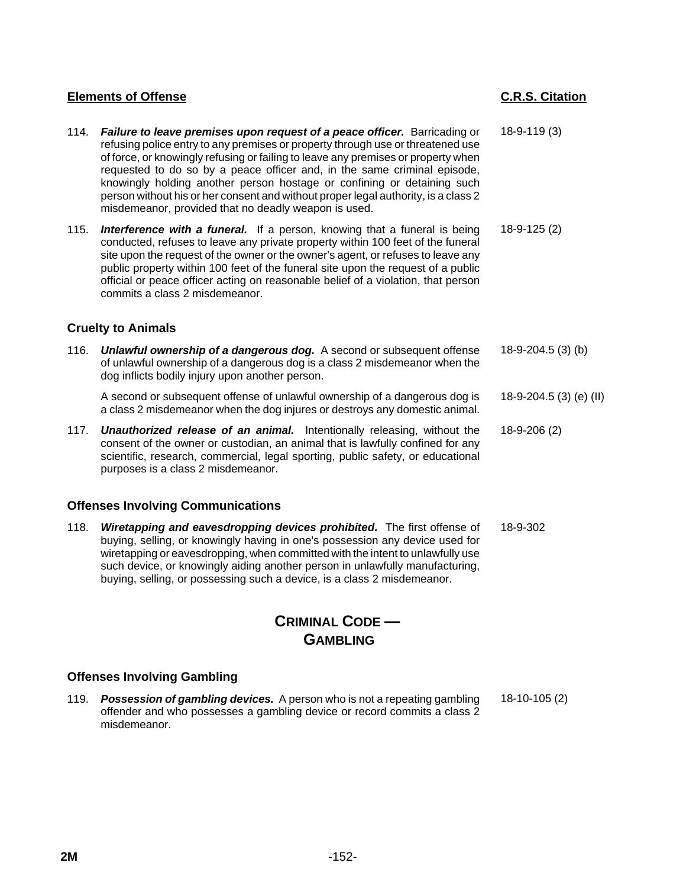| Elements of Offense | C.R.S. Citation |
|---|---|
| 114. ***Failure to leave premises upon request of a peace officer.*** Barricading or refusing police entry to any premises or property through use or threatened use of force, or knowingly refusing or failing to leave any premises or property when requested to do so by a peace officer and, in the same criminal episode, knowingly holding another person hostage or confining or detaining such person without his or her consent and without proper legal authority, is a class 2 misdemeanor, provided that no deadly weapon is used. | 18-9-119 (3) |
| 115. ***Interference with a funeral.*** If a person, knowing that a funeral is being conducted, refuses to leave any private property within 100 feet of the funeral site upon the request of the owner or the owner's agent, or refuses to leave any public property within 100 feet of the funeral site upon the request of a public official or peace officer acting on reasonable belief of a violation, that person commits a class 2 misdemeanor. | 18-9-125 (2) |

### Cruelty to Animals

| | |
|---|---|
| 116. ***Unlawful ownership of a dangerous dog.*** A second or subsequent offense of unlawful ownership of a dangerous dog is a class 2 misdemeanor when the dog inflicts bodily injury upon another person. | 18-9-204.5 (3) (b) |
| A second or subsequent offense of unlawful ownership of a dangerous dog is a class 2 misdemeanor when the dog injures or destroys any domestic animal. | 18-9-204.5 (3) (e) (II) |
| 117. ***Unauthorized release of an animal.*** Intentionally releasing, without the consent of the owner or custodian, an animal that is lawfully confined for any scientific, research, commercial, legal sporting, public safety, or educational purposes is a class 2 misdemeanor. | 18-9-206 (2) |

### Offenses Involving Communications

| | |
|---|---|
| 118. ***Wiretapping and eavesdropping devices prohibited.*** The first offense of buying, selling, or knowingly having in one's possession any device used for wiretapping or eavesdropping, when committed with the intent to unlawfully use such device, or knowingly aiding another person in unlawfully manufacturing, buying, selling, or possessing such a device, is a class 2 misdemeanor. | 18-9-302 |

## CRIMINAL CODE — GAMBLING

### Offenses Involving Gambling

| | |
|---|---|
| 119. ***Possession of gambling devices.*** A person who is not a repeating gambling offender and who possesses a gambling device or record commits a class 2 misdemeanor. | 18-10-105 (2) |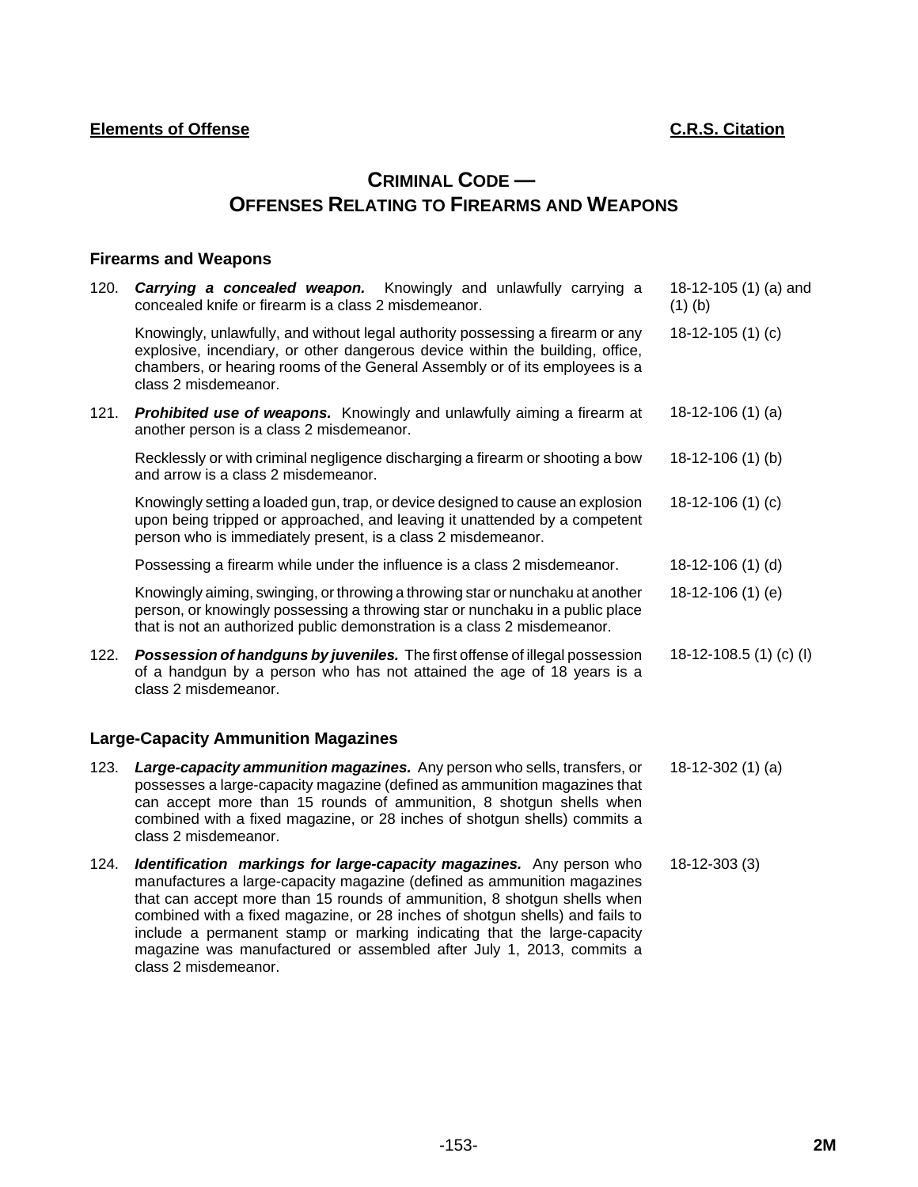**Elements of Offense** | **C.R.S. Citation**

# CRIMINAL CODE — OFFENSES RELATING TO FIREARMS AND WEAPONS

## Firearms and Weapons

| | Elements of Offense | C.R.S. Citation |
|---|---|---|
| 120. | ***Carrying a concealed weapon.*** Knowingly and unlawfully carrying a concealed knife or firearm is a class 2 misdemeanor. | 18-12-105 (1) (a) and (1) (b) |
| | Knowingly, unlawfully, and without legal authority possessing a firearm or any explosive, incendiary, or other dangerous device within the building, office, chambers, or hearing rooms of the General Assembly or of its employees is a class 2 misdemeanor. | 18-12-105 (1) (c) |
| 121. | ***Prohibited use of weapons.*** Knowingly and unlawfully aiming a firearm at another person is a class 2 misdemeanor. | 18-12-106 (1) (a) |
| | Recklessly or with criminal negligence discharging a firearm or shooting a bow and arrow is a class 2 misdemeanor. | 18-12-106 (1) (b) |
| | Knowingly setting a loaded gun, trap, or device designed to cause an explosion upon being tripped or approached, and leaving it unattended by a competent person who is immediately present, is a class 2 misdemeanor. | 18-12-106 (1) (c) |
| | Possessing a firearm while under the influence is a class 2 misdemeanor. | 18-12-106 (1) (d) |
| | Knowingly aiming, swinging, or throwing a throwing star or nunchaku at another person, or knowingly possessing a throwing star or nunchaku in a public place that is not an authorized public demonstration is a class 2 misdemeanor. | 18-12-106 (1) (e) |
| 122. | ***Possession of handguns by juveniles.*** The first offense of illegal possession of a handgun by a person who has not attained the age of 18 years is a class 2 misdemeanor. | 18-12-108.5 (1) (c) (I) |

## Large-Capacity Ammunition Magazines

| | Elements of Offense | C.R.S. Citation |
|---|---|---|
| 123. | ***Large-capacity ammunition magazines.*** Any person who sells, transfers, or possesses a large-capacity magazine (defined as ammunition magazines that can accept more than 15 rounds of ammunition, 8 shotgun shells when combined with a fixed magazine, or 28 inches of shotgun shells) commits a class 2 misdemeanor. | 18-12-302 (1) (a) |
| 124. | ***Identification markings for large-capacity magazines.*** Any person who manufactures a large-capacity magazine (defined as ammunition magazines that can accept more than 15 rounds of ammunition, 8 shotgun shells when combined with a fixed magazine, or 28 inches of shotgun shells) and fails to include a permanent stamp or marking indicating that the large-capacity magazine was manufactured or assembled after July 1, 2013, commits a class 2 misdemeanor. | 18-12-303 (3) |

2M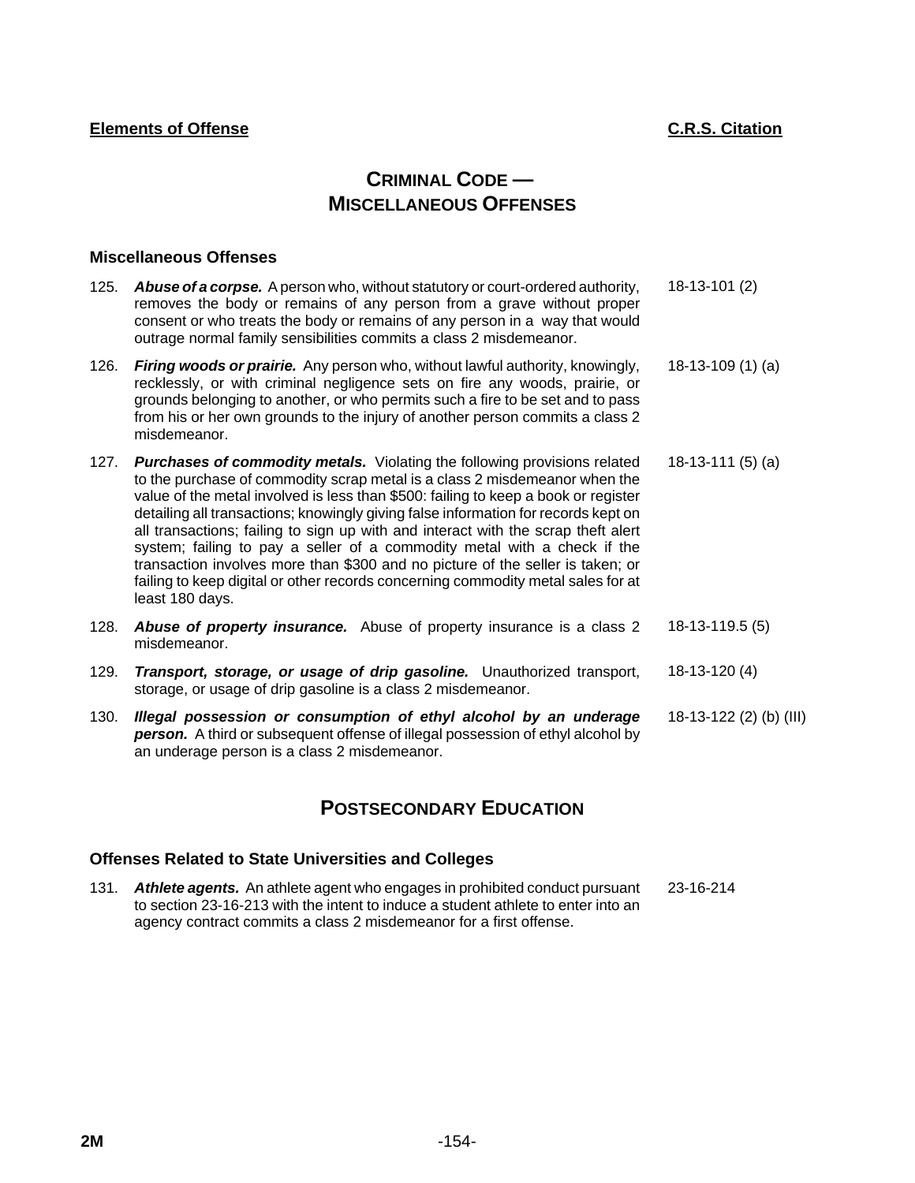**Elements of Offense** | **C.R.S. Citation**

# CRIMINAL CODE — MISCELLANEOUS OFFENSES

### Miscellaneous Offenses

| | Elements of Offense | C.R.S. Citation |
|---|---|---|
| 125. | ***Abuse of a corpse.*** A person who, without statutory or court-ordered authority, removes the body or remains of any person from a grave without proper consent or who treats the body or remains of any person in a way that would outrage normal family sensibilities commits a class 2 misdemeanor. | 18-13-101 (2) |
| 126. | ***Firing woods or prairie.*** Any person who, without lawful authority, knowingly, recklessly, or with criminal negligence sets on fire any woods, prairie, or grounds belonging to another, or who permits such a fire to be set and to pass from his or her own grounds to the injury of another person commits a class 2 misdemeanor. | 18-13-109 (1) (a) |
| 127. | ***Purchases of commodity metals.*** Violating the following provisions related to the purchase of commodity scrap metal is a class 2 misdemeanor when the value of the metal involved is less than $500: failing to keep a book or register detailing all transactions; knowingly giving false information for records kept on all transactions; failing to sign up with and interact with the scrap theft alert system; failing to pay a seller of a commodity metal with a check if the transaction involves more than $300 and no picture of the seller is taken; or failing to keep digital or other records concerning commodity metal sales for at least 180 days. | 18-13-111 (5) (a) |
| 128. | ***Abuse of property insurance.*** Abuse of property insurance is a class 2 misdemeanor. | 18-13-119.5 (5) |
| 129. | ***Transport, storage, or usage of drip gasoline.*** Unauthorized transport, storage, or usage of drip gasoline is a class 2 misdemeanor. | 18-13-120 (4) |
| 130. | ***Illegal possession or consumption of ethyl alcohol by an underage person.*** A third or subsequent offense of illegal possession of ethyl alcohol by an underage person is a class 2 misdemeanor. | 18-13-122 (2) (b) (III) |

# POSTSECONDARY EDUCATION

### Offenses Related to State Universities and Colleges

| | Elements of Offense | C.R.S. Citation |
|---|---|---|
| 131. | ***Athlete agents.*** An athlete agent who engages in prohibited conduct pursuant to section 23-16-213 with the intent to induce a student athlete to enter into an agency contract commits a class 2 misdemeanor for a first offense. | 23-16-214 |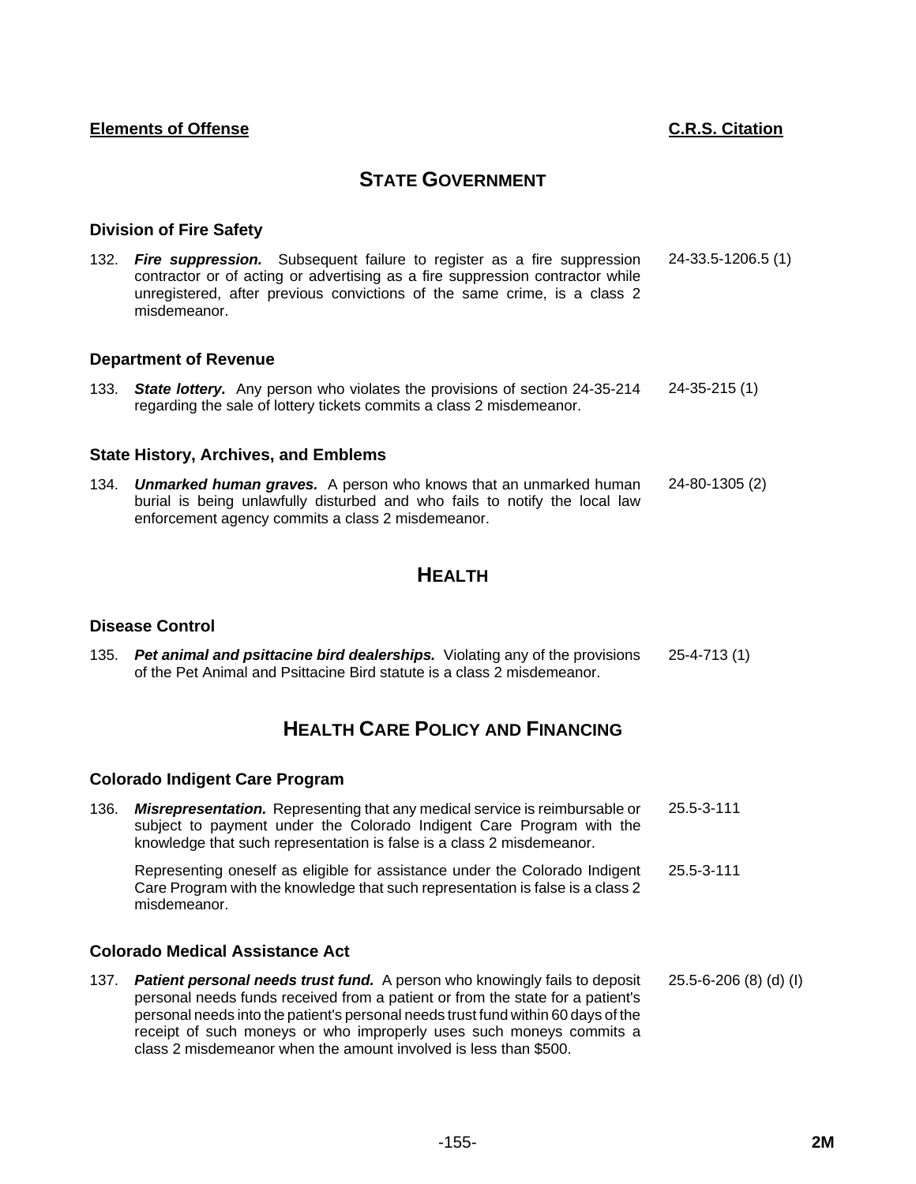| Elements of Offense | C.R.S. Citation |
|---|---|

## STATE GOVERNMENT

### Division of Fire Safety

| | |
|---|---|
| 132. ***Fire suppression.*** Subsequent failure to register as a fire suppression contractor or of acting or advertising as a fire suppression contractor while unregistered, after previous convictions of the same crime, is a class 2 misdemeanor. | 24-33.5-1206.5 (1) |

### Department of Revenue

| | |
|---|---|
| 133. ***State lottery.*** Any person who violates the provisions of section 24-35-214 regarding the sale of lottery tickets commits a class 2 misdemeanor. | 24-35-215 (1) |

### State History, Archives, and Emblems

| | |
|---|---|
| 134. ***Unmarked human graves.*** A person who knows that an unmarked human burial is being unlawfully disturbed and who fails to notify the local law enforcement agency commits a class 2 misdemeanor. | 24-80-1305 (2) |

## HEALTH

### Disease Control

| | |
|---|---|
| 135. ***Pet animal and psittacine bird dealerships.*** Violating any of the provisions of the Pet Animal and Psittacine Bird statute is a class 2 misdemeanor. | 25-4-713 (1) |

## HEALTH CARE POLICY AND FINANCING

### Colorado Indigent Care Program

| | |
|---|---|
| 136. ***Misrepresentation.*** Representing that any medical service is reimbursable or subject to payment under the Colorado Indigent Care Program with the knowledge that such representation is false is a class 2 misdemeanor. | 25.5-3-111 |
| Representing oneself as eligible for assistance under the Colorado Indigent Care Program with the knowledge that such representation is false is a class 2 misdemeanor. | 25.5-3-111 |

### Colorado Medical Assistance Act

| | |
|---|---|
| 137. ***Patient personal needs trust fund.*** A person who knowingly fails to deposit personal needs funds received from a patient or from the state for a patient's personal needs into the patient's personal needs trust fund within 60 days of the receipt of such moneys or who improperly uses such moneys commits a class 2 misdemeanor when the amount involved is less than $500. | 25.5-6-206 (8) (d) (I) |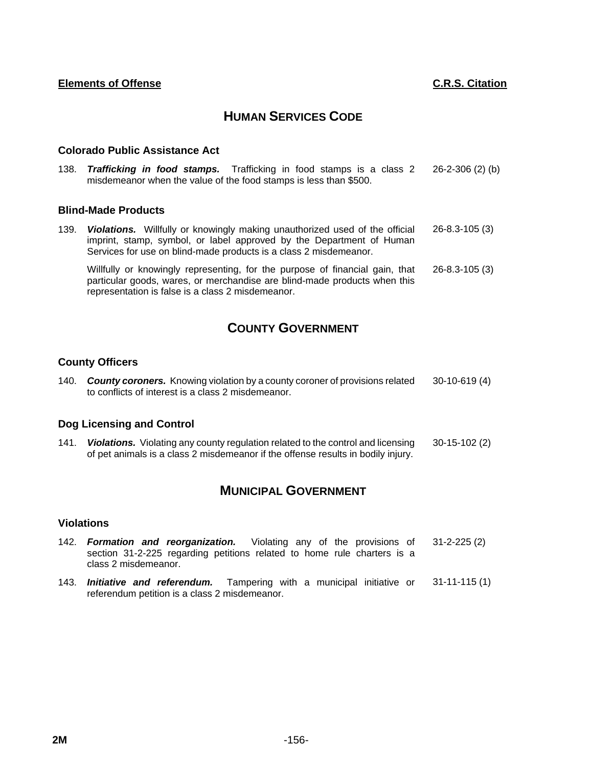| Elements of Offense | C.R.S. Citation |
|---|---|

## HUMAN SERVICES CODE

### Colorado Public Assistance Act

| | |
|---|---|
| 138. ***Trafficking in food stamps.*** Trafficking in food stamps is a class 2 misdemeanor when the value of the food stamps is less than $500. | 26-2-306 (2) (b) |

### Blind-Made Products

| | |
|---|---|
| 139. ***Violations.*** Willfully or knowingly making unauthorized used of the official imprint, stamp, symbol, or label approved by the Department of Human Services for use on blind-made products is a class 2 misdemeanor. | 26-8.3-105 (3) |
| Willfully or knowingly representing, for the purpose of financial gain, that particular goods, wares, or merchandise are blind-made products when this representation is false is a class 2 misdemeanor. | 26-8.3-105 (3) |

## COUNTY GOVERNMENT

### County Officers

| | |
|---|---|
| 140. ***County coroners.*** Knowing violation by a county coroner of provisions related to conflicts of interest is a class 2 misdemeanor. | 30-10-619 (4) |

### Dog Licensing and Control

| | |
|---|---|
| 141. ***Violations.*** Violating any county regulation related to the control and licensing of pet animals is a class 2 misdemeanor if the offense results in bodily injury. | 30-15-102 (2) |

## MUNICIPAL GOVERNMENT

### Violations

| | |
|---|---|
| 142. ***Formation and reorganization.*** Violating any of the provisions of section 31-2-225 regarding petitions related to home rule charters is a class 2 misdemeanor. | 31-2-225 (2) |
| 143. ***Initiative and referendum.*** Tampering with a municipal initiative or referendum petition is a class 2 misdemeanor. | 31-11-115 (1) |

2M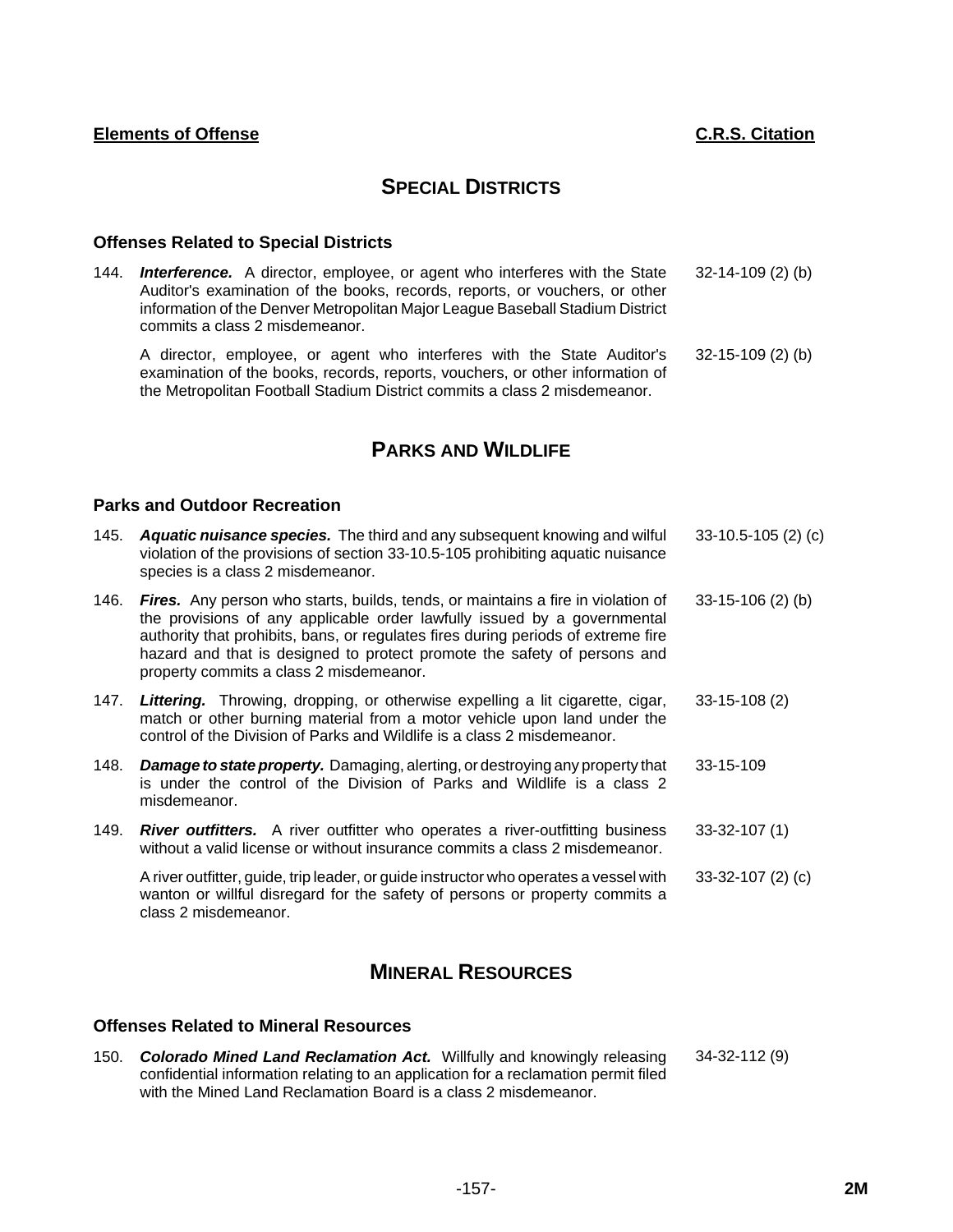| Elements of Offense | C.R.S. Citation |
|---|---|

## SPECIAL DISTRICTS

### Offenses Related to Special Districts

| | Elements of Offense | C.R.S. Citation |
|---|---|---|
| 144. | ***Interference.*** A director, employee, or agent who interferes with the State Auditor's examination of the books, records, reports, or vouchers, or other information of the Denver Metropolitan Major League Baseball Stadium District commits a class 2 misdemeanor. | 32-14-109 (2) (b) |
| | A director, employee, or agent who interferes with the State Auditor's examination of the books, records, reports, vouchers, or other information of the Metropolitan Football Stadium District commits a class 2 misdemeanor. | 32-15-109 (2) (b) |

## PARKS AND WILDLIFE

### Parks and Outdoor Recreation

| | Elements of Offense | C.R.S. Citation |
|---|---|---|
| 145. | ***Aquatic nuisance species.*** The third and any subsequent knowing and wilful violation of the provisions of section 33-10.5-105 prohibiting aquatic nuisance species is a class 2 misdemeanor. | 33-10.5-105 (2) (c) |
| 146. | ***Fires.*** Any person who starts, builds, tends, or maintains a fire in violation of the provisions of any applicable order lawfully issued by a governmental authority that prohibits, bans, or regulates fires during periods of extreme fire hazard and that is designed to protect promote the safety of persons and property commits a class 2 misdemeanor. | 33-15-106 (2) (b) |
| 147. | ***Littering.*** Throwing, dropping, or otherwise expelling a lit cigarette, cigar, match or other burning material from a motor vehicle upon land under the control of the Division of Parks and Wildlife is a class 2 misdemeanor. | 33-15-108 (2) |
| 148. | ***Damage to state property.*** Damaging, alerting, or destroying any property that is under the control of the Division of Parks and Wildlife is a class 2 misdemeanor. | 33-15-109 |
| 149. | ***River outfitters.*** A river outfitter who operates a river-outfitting business without a valid license or without insurance commits a class 2 misdemeanor. | 33-32-107 (1) |
| | A river outfitter, guide, trip leader, or guide instructor who operates a vessel with wanton or willful disregard for the safety of persons or property commits a class 2 misdemeanor. | 33-32-107 (2) (c) |

## MINERAL RESOURCES

### Offenses Related to Mineral Resources

| | Elements of Offense | C.R.S. Citation |
|---|---|---|
| 150. | ***Colorado Mined Land Reclamation Act.*** Willfully and knowingly releasing confidential information relating to an application for a reclamation permit filed with the Mined Land Reclamation Board is a class 2 misdemeanor. | 34-32-112 (9) |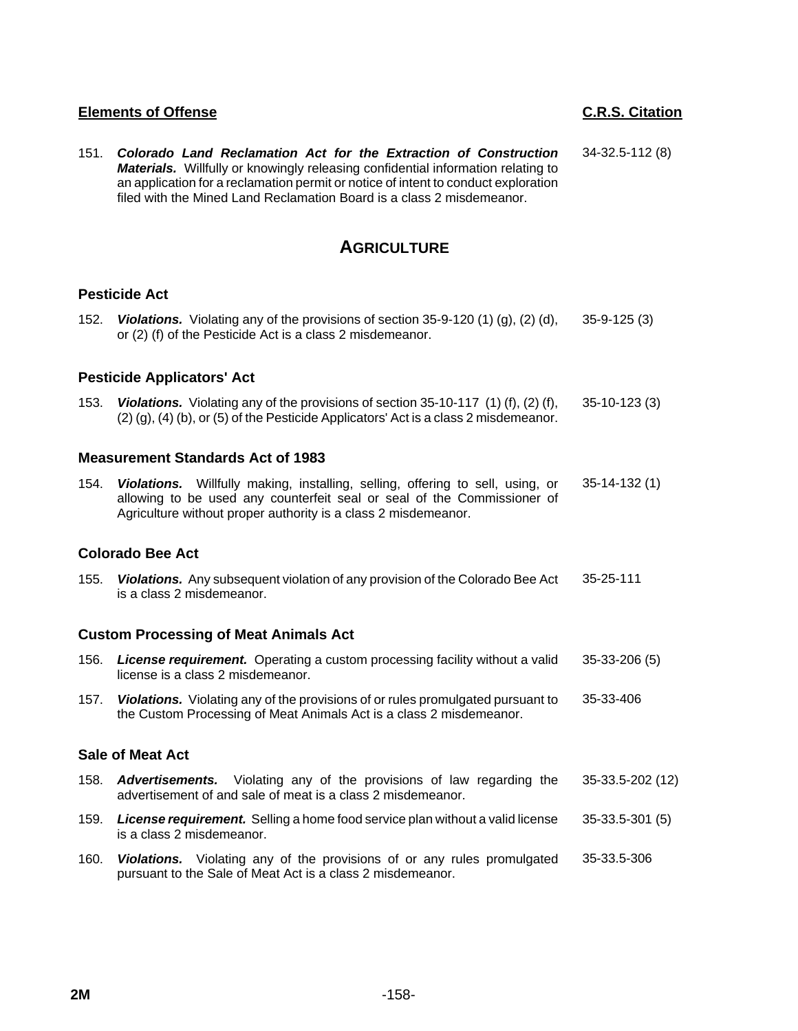| Elements of Offense | C.R.S. Citation |
|---|---|
| 151. ***Colorado Land Reclamation Act for the Extraction of Construction Materials.*** Willfully or knowingly releasing confidential information relating to an application for a reclamation permit or notice of intent to conduct exploration filed with the Mined Land Reclamation Board is a class 2 misdemeanor. | 34-32.5-112 (8) |

## AGRICULTURE

### Pesticide Act

| | |
|---|---|
| 152. ***Violations.*** Violating any of the provisions of section 35-9-120 (1) (g), (2) (d), or (2) (f) of the Pesticide Act is a class 2 misdemeanor. | 35-9-125 (3) |

### Pesticide Applicators' Act

| | |
|---|---|
| 153. ***Violations.*** Violating any of the provisions of section 35-10-117 (1) (f), (2) (f), (2) (g), (4) (b), or (5) of the Pesticide Applicators' Act is a class 2 misdemeanor. | 35-10-123 (3) |

### Measurement Standards Act of 1983

| | |
|---|---|
| 154. ***Violations.*** Willfully making, installing, selling, offering to sell, using, or allowing to be used any counterfeit seal or seal of the Commissioner of Agriculture without proper authority is a class 2 misdemeanor. | 35-14-132 (1) |

### Colorado Bee Act

| | |
|---|---|
| 155. ***Violations.*** Any subsequent violation of any provision of the Colorado Bee Act is a class 2 misdemeanor. | 35-25-111 |

### Custom Processing of Meat Animals Act

| | |
|---|---|
| 156. ***License requirement.*** Operating a custom processing facility without a valid license is a class 2 misdemeanor. | 35-33-206 (5) |
| 157. ***Violations.*** Violating any of the provisions of or rules promulgated pursuant to the Custom Processing of Meat Animals Act is a class 2 misdemeanor. | 35-33-406 |

### Sale of Meat Act

| | |
|---|---|
| 158. ***Advertisements.*** Violating any of the provisions of law regarding the advertisement of and sale of meat is a class 2 misdemeanor. | 35-33.5-202 (12) |
| 159. ***License requirement.*** Selling a home food service plan without a valid license is a class 2 misdemeanor. | 35-33.5-301 (5) |
| 160. ***Violations.*** Violating any of the provisions of or any rules promulgated pursuant to the Sale of Meat Act is a class 2 misdemeanor. | 35-33.5-306 |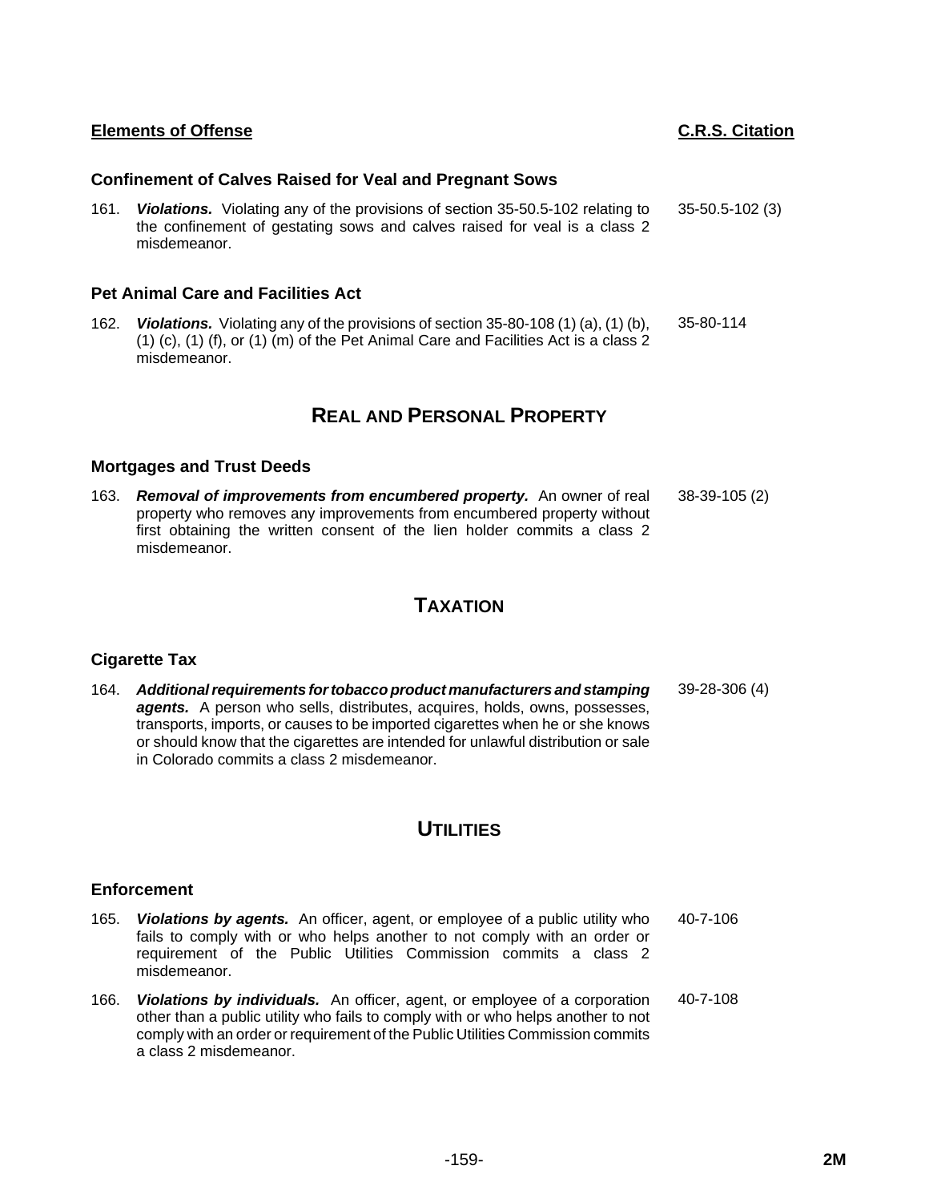| Elements of Offense | C.R.S. Citation |
|---|---|

### Confinement of Calves Raised for Veal and Pregnant Sows

| | |
|---|---|
| 161. ***Violations.*** Violating any of the provisions of section 35-50.5-102 relating to the confinement of gestating sows and calves raised for veal is a class 2 misdemeanor. | 35-50.5-102 (3) |

### Pet Animal Care and Facilities Act

| | |
|---|---|
| 162. ***Violations.*** Violating any of the provisions of section 35-80-108 (1) (a), (1) (b), (1) (c), (1) (f), or (1) (m) of the Pet Animal Care and Facilities Act is a class 2 misdemeanor. | 35-80-114 |

## REAL AND PERSONAL PROPERTY

### Mortgages and Trust Deeds

| | |
|---|---|
| 163. ***Removal of improvements from encumbered property.*** An owner of real property who removes any improvements from encumbered property without first obtaining the written consent of the lien holder commits a class 2 misdemeanor. | 38-39-105 (2) |

## TAXATION

### Cigarette Tax

| | |
|---|---|
| 164. ***Additional requirements for tobacco product manufacturers and stamping agents.*** A person who sells, distributes, acquires, holds, owns, possesses, transports, imports, or causes to be imported cigarettes when he or she knows or should know that the cigarettes are intended for unlawful distribution or sale in Colorado commits a class 2 misdemeanor. | 39-28-306 (4) |

## UTILITIES

### Enforcement

| | |
|---|---|
| 165. ***Violations by agents.*** An officer, agent, or employee of a public utility who fails to comply with or who helps another to not comply with an order or requirement of the Public Utilities Commission commits a class 2 misdemeanor. | 40-7-106 |
| 166. ***Violations by individuals.*** An officer, agent, or employee of a corporation other than a public utility who fails to comply with or who helps another to not comply with an order or requirement of the Public Utilities Commission commits a class 2 misdemeanor. | 40-7-108 |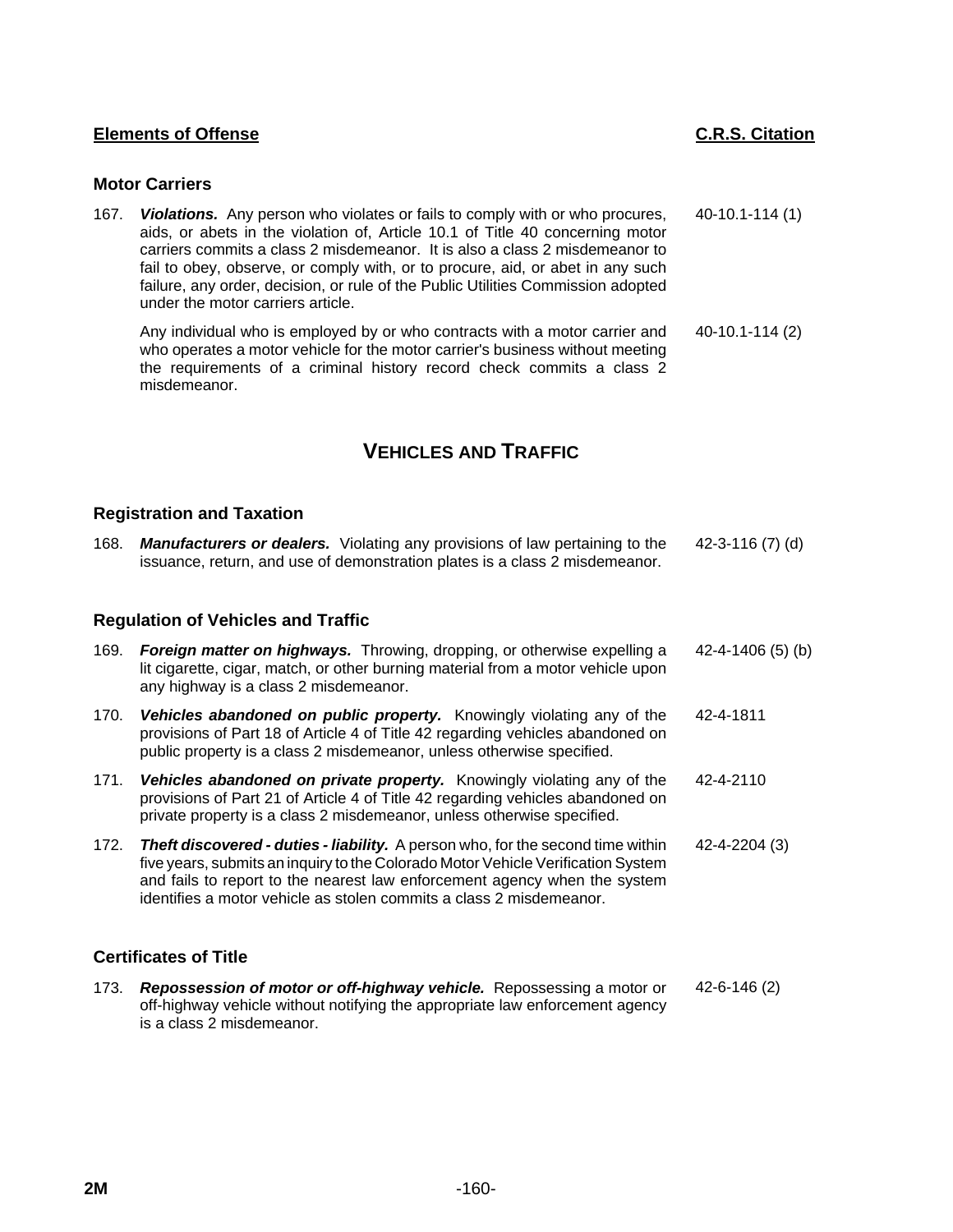| Elements of Offense | C.R.S. Citation |
|---|---|

### Motor Carriers

| | | |
|---|---|---|
| 167. | ***Violations.*** Any person who violates or fails to comply with or who procures, aids, or abets in the violation of, Article 10.1 of Title 40 concerning motor carriers commits a class 2 misdemeanor. It is also a class 2 misdemeanor to fail to obey, observe, or comply with, or to procure, aid, or abet in any such failure, any order, decision, or rule of the Public Utilities Commission adopted under the motor carriers article. | 40-10.1-114 (1) |
| | Any individual who is employed by or who contracts with a motor carrier and who operates a motor vehicle for the motor carrier's business without meeting the requirements of a criminal history record check commits a class 2 misdemeanor. | 40-10.1-114 (2) |

## VEHICLES AND TRAFFIC

### Registration and Taxation

| | | |
|---|---|---|
| 168. | ***Manufacturers or dealers.*** Violating any provisions of law pertaining to the issuance, return, and use of demonstration plates is a class 2 misdemeanor. | 42-3-116 (7) (d) |

### Regulation of Vehicles and Traffic

| | | |
|---|---|---|
| 169. | ***Foreign matter on highways.*** Throwing, dropping, or otherwise expelling a lit cigarette, cigar, match, or other burning material from a motor vehicle upon any highway is a class 2 misdemeanor. | 42-4-1406 (5) (b) |
| 170. | ***Vehicles abandoned on public property.*** Knowingly violating any of the provisions of Part 18 of Article 4 of Title 42 regarding vehicles abandoned on public property is a class 2 misdemeanor, unless otherwise specified. | 42-4-1811 |
| 171. | ***Vehicles abandoned on private property.*** Knowingly violating any of the provisions of Part 21 of Article 4 of Title 42 regarding vehicles abandoned on private property is a class 2 misdemeanor, unless otherwise specified. | 42-4-2110 |
| 172. | ***Theft discovered - duties - liability.*** A person who, for the second time within five years, submits an inquiry to the Colorado Motor Vehicle Verification System and fails to report to the nearest law enforcement agency when the system identifies a motor vehicle as stolen commits a class 2 misdemeanor. | 42-4-2204 (3) |

### Certificates of Title

| | | |
|---|---|---|
| 173. | ***Repossession of motor or off-highway vehicle.*** Repossessing a motor or off-highway vehicle without notifying the appropriate law enforcement agency is a class 2 misdemeanor. | 42-6-146 (2) |

2M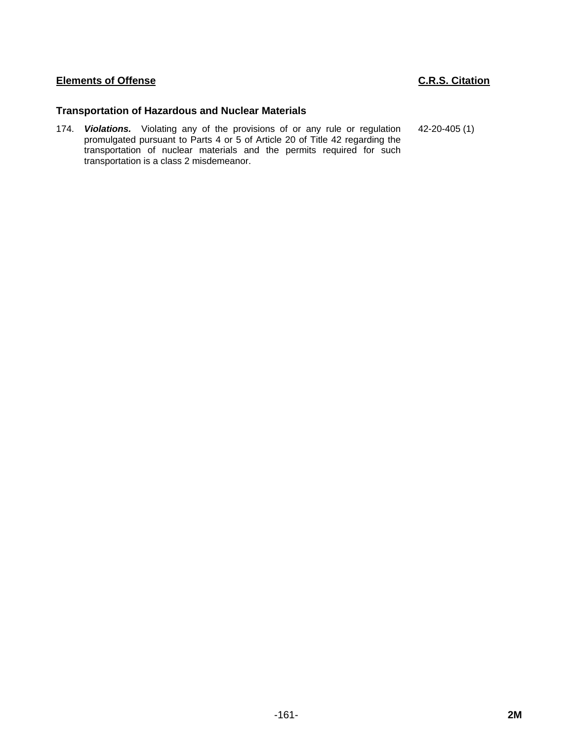| **Elements of Offense** | **C.R.S. Citation** |
| --- | --- |

### Transportation of Hazardous and Nuclear Materials

174. ***Violations.*** Violating any of the provisions of or any rule or regulation promulgated pursuant to Parts 4 or 5 of Article 20 of Title 42 regarding the transportation of nuclear materials and the permits required for such transportation is a class 2 misdemeanor. — 42-20-405 (1)

**2M**